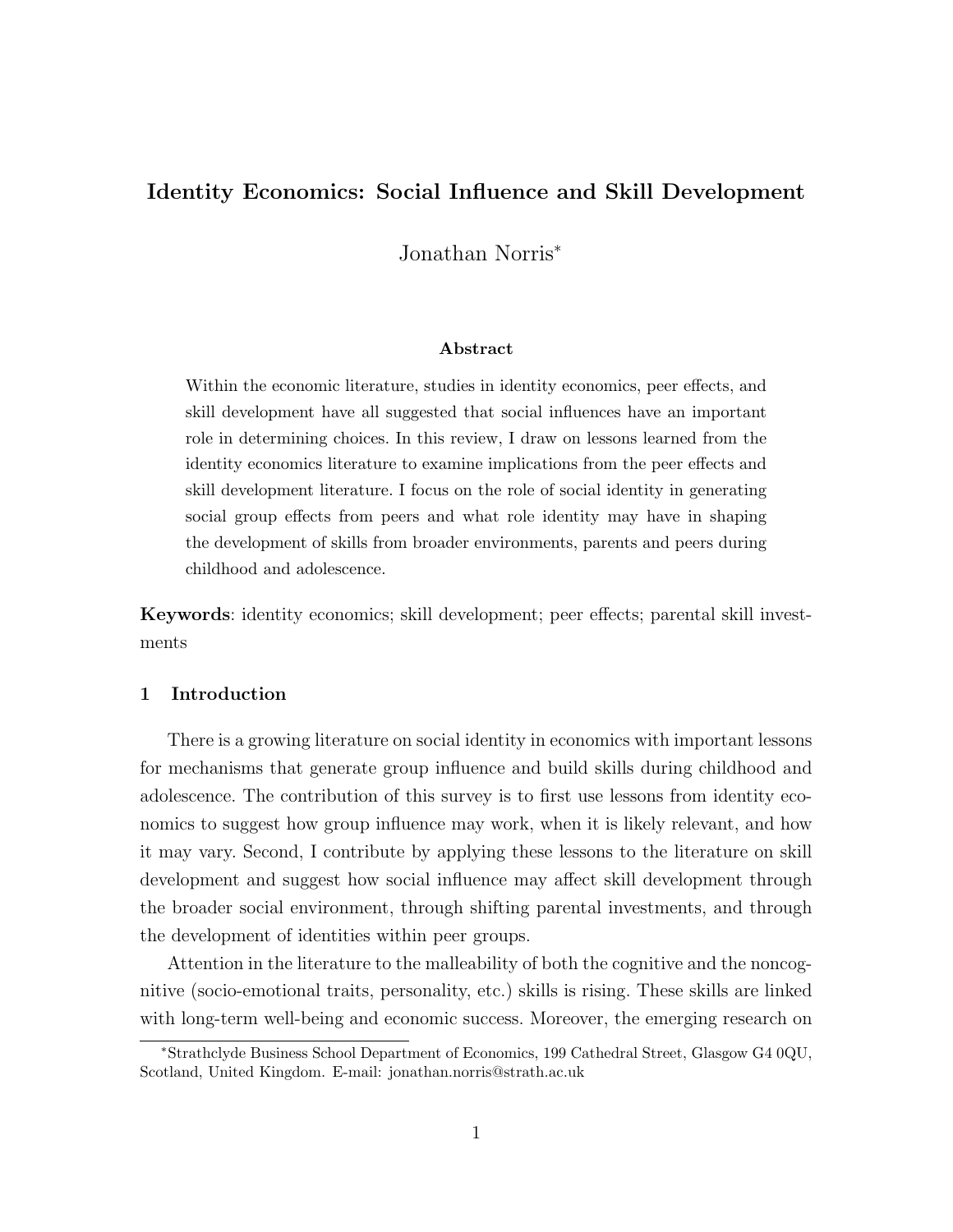# Identity Economics: Social Influence and Skill Development

Jonathan Norris[*]

### Abstract

Within the economic literature, studies in identity economics, peer effects, and skill development have all suggested that social influences have an important role in determining choices. In this review, I draw on lessons learned from the identity economics literature to examine implications from the peer effects and skill development literature. I focus on the role of social identity in generating social group effects from peers and what role identity may have in shaping the development of skills from broader environments, parents and peers during childhood and adolescence.

**Keywords**: identity economics; skill development; peer effects; parental skill investments

## 1 Introduction

There is a growing literature on social identity in economics with important lessons for mechanisms that generate group influence and build skills during childhood and adolescence. The contribution of this survey is to first use lessons from identity economics to suggest how group influence may work, when it is likely relevant, and how it may vary. Second, I contribute by applying these lessons to the literature on skill development and suggest how social influence may affect skill development through the broader social environment, through shifting parental investments, and through the development of identities within peer groups.

Attention in the literature to the malleability of both the cognitive and the noncognitive (socio-emotional traits, personality, etc.) skills is rising. These skills are linked with long-term well-being and economic success. Moreover, the emerging research on

[*]Strathclyde Business School Department of Economics, 199 Cathedral Street, Glasgow G4 0QU, Scotland, United Kingdom. E-mail: jonathan.norris@strath.ac.uk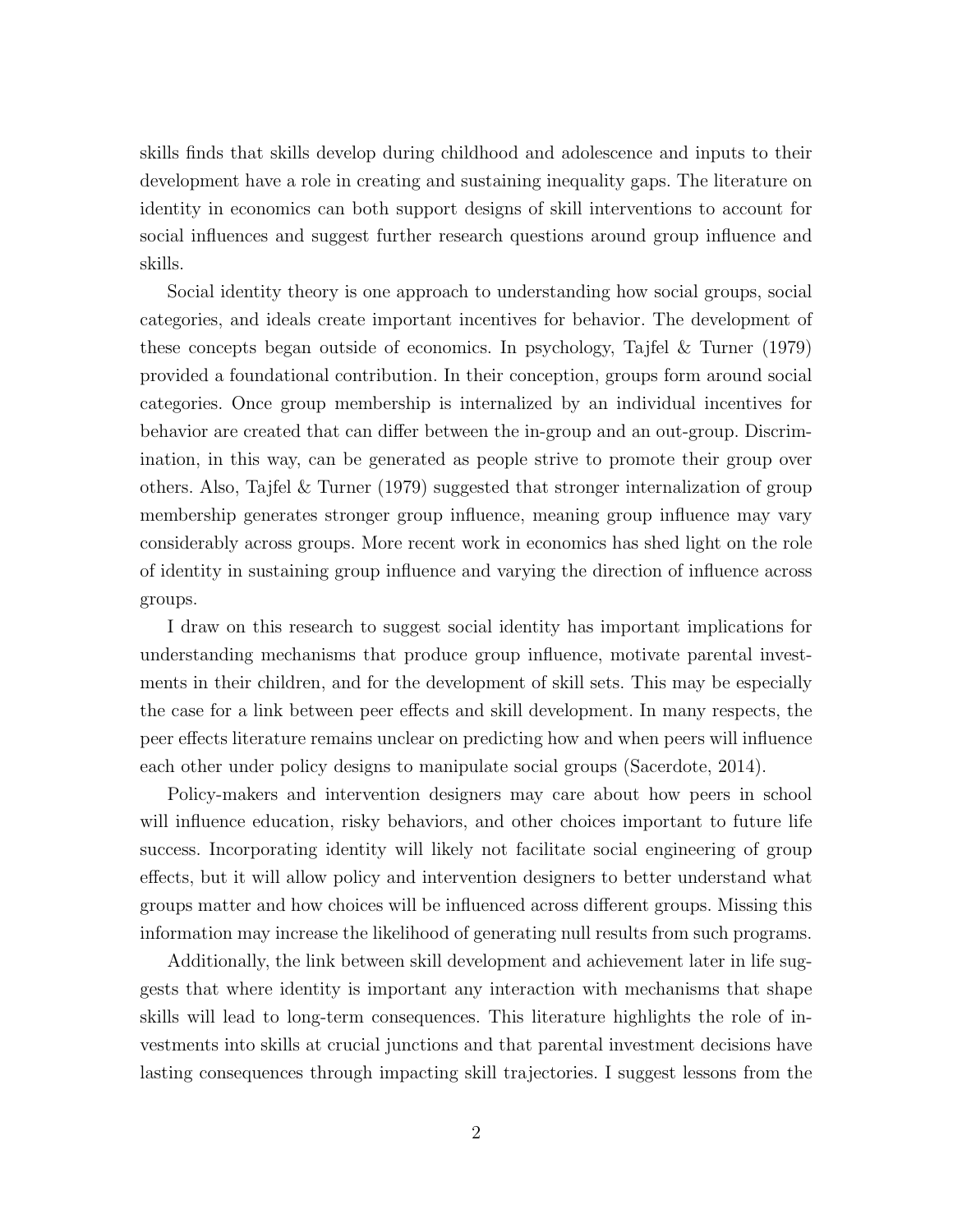skills finds that skills develop during childhood and adolescence and inputs to their development have a role in creating and sustaining inequality gaps. The literature on identity in economics can both support designs of skill interventions to account for social influences and suggest further research questions around group influence and skills.

Social identity theory is one approach to understanding how social groups, social categories, and ideals create important incentives for behavior. The development of these concepts began outside of economics. In psychology, Tajfel & Turner (1979) provided a foundational contribution. In their conception, groups form around social categories. Once group membership is internalized by an individual incentives for behavior are created that can differ between the in-group and an out-group. Discrimination, in this way, can be generated as people strive to promote their group over others. Also, Tajfel & Turner (1979) suggested that stronger internalization of group membership generates stronger group influence, meaning group influence may vary considerably across groups. More recent work in economics has shed light on the role of identity in sustaining group influence and varying the direction of influence across groups.

I draw on this research to suggest social identity has important implications for understanding mechanisms that produce group influence, motivate parental investments in their children, and for the development of skill sets. This may be especially the case for a link between peer effects and skill development. In many respects, the peer effects literature remains unclear on predicting how and when peers will influence each other under policy designs to manipulate social groups (Sacerdote, 2014).

Policy-makers and intervention designers may care about how peers in school will influence education, risky behaviors, and other choices important to future life success. Incorporating identity will likely not facilitate social engineering of group effects, but it will allow policy and intervention designers to better understand what groups matter and how choices will be influenced across different groups. Missing this information may increase the likelihood of generating null results from such programs.

Additionally, the link between skill development and achievement later in life suggests that where identity is important any interaction with mechanisms that shape skills will lead to long-term consequences. This literature highlights the role of investments into skills at crucial junctions and that parental investment decisions have lasting consequences through impacting skill trajectories. I suggest lessons from the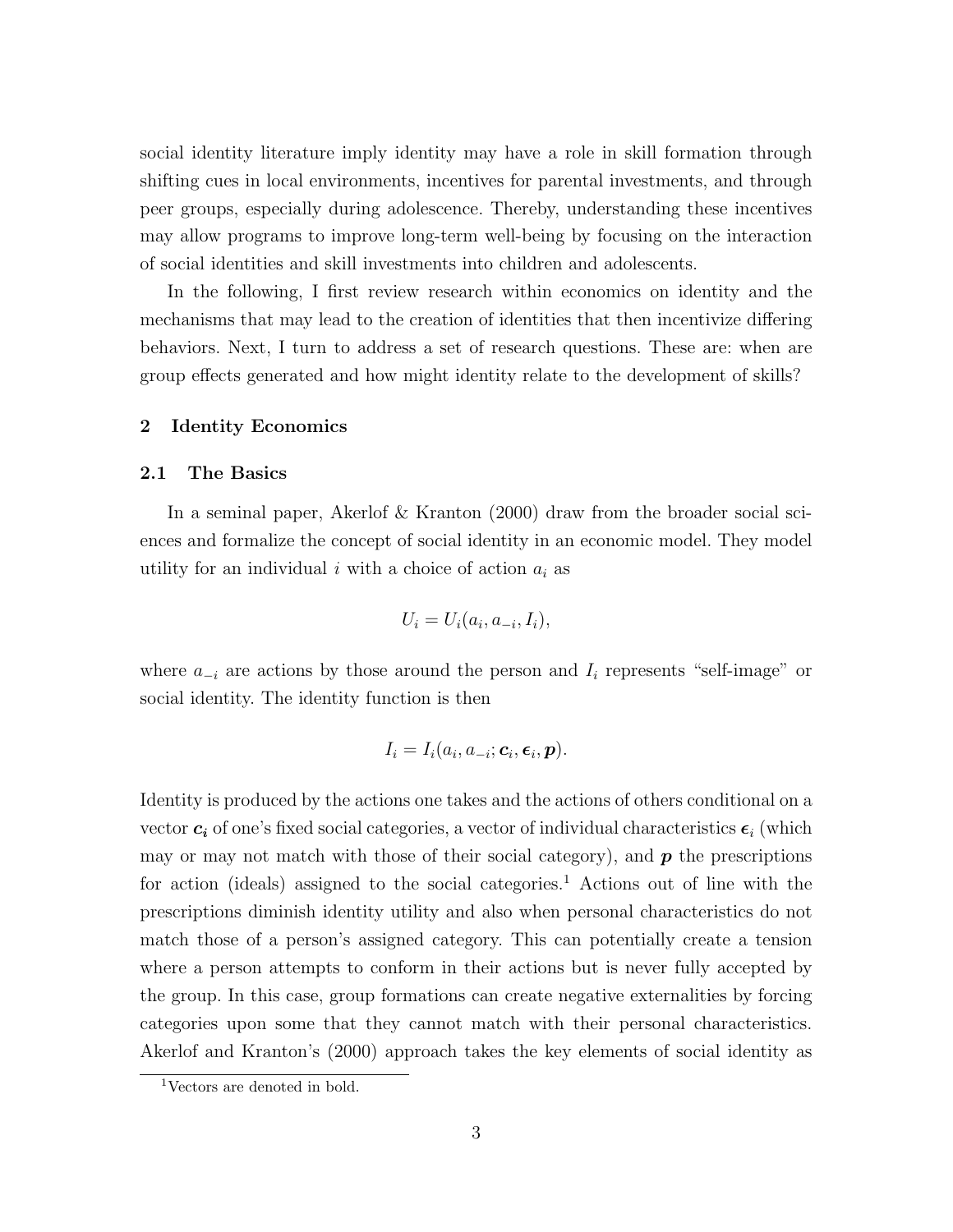social identity literature imply identity may have a role in skill formation through shifting cues in local environments, incentives for parental investments, and through peer groups, especially during adolescence. Thereby, understanding these incentives may allow programs to improve long-term well-being by focusing on the interaction of social identities and skill investments into children and adolescents.

In the following, I first review research within economics on identity and the mechanisms that may lead to the creation of identities that then incentivize differing behaviors. Next, I turn to address a set of research questions. These are: when are group effects generated and how might identity relate to the development of skills?

## 2 Identity Economics

### 2.1 The Basics

In a seminal paper, Akerlof & Kranton (2000) draw from the broader social sciences and formalize the concept of social identity in an economic model. They model utility for an individual $i$ with a choice of action $a_i$ as

$$U_i = U_i(a_i, a_{-i}, I_i),$$

where $a_{-i}$ are actions by those around the person and $I_i$ represents "self-image" or social identity. The identity function is then

$$I_i = I_i(a_i, a_{-i}; \boldsymbol{c}_i, \boldsymbol{\epsilon}_i, \boldsymbol{p}).$$

Identity is produced by the actions one takes and the actions of others conditional on a vector $\boldsymbol{c_i}$ of one's fixed social categories, a vector of individual characteristics $\boldsymbol{\epsilon}_i$ (which may or may not match with those of their social category), and $\boldsymbol{p}$ the prescriptions for action (ideals) assigned to the social categories.[1] Actions out of line with the prescriptions diminish identity utility and also when personal characteristics do not match those of a person's assigned category. This can potentially create a tension where a person attempts to conform in their actions but is never fully accepted by the group. In this case, group formations can create negative externalities by forcing categories upon some that they cannot match with their personal characteristics. Akerlof and Kranton's (2000) approach takes the key elements of social identity as

[1] Vectors are denoted in bold.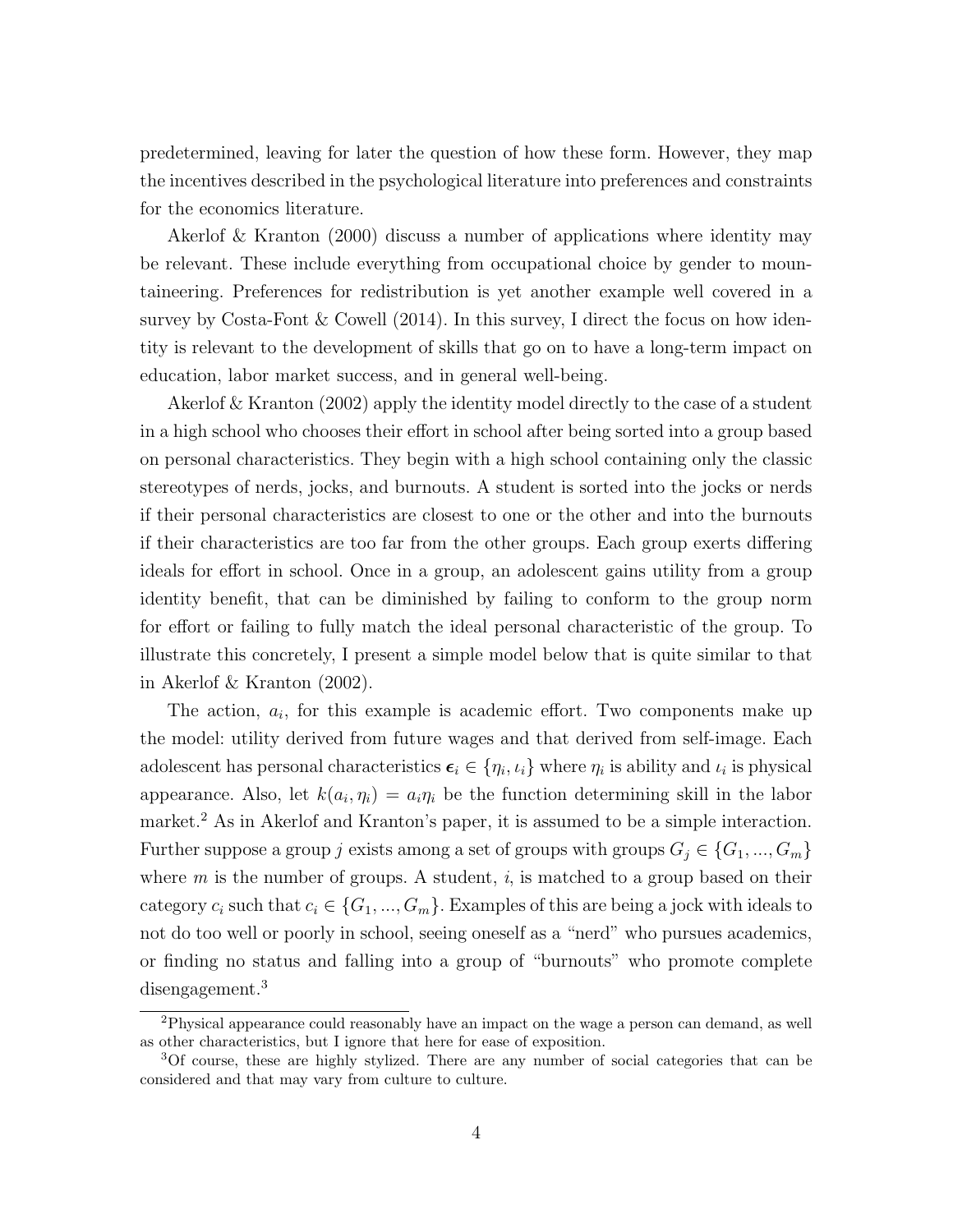predetermined, leaving for later the question of how these form. However, they map the incentives described in the psychological literature into preferences and constraints for the economics literature.

Akerlof & Kranton (2000) discuss a number of applications where identity may be relevant. These include everything from occupational choice by gender to mountaineering. Preferences for redistribution is yet another example well covered in a survey by Costa-Font & Cowell (2014). In this survey, I direct the focus on how identity is relevant to the development of skills that go on to have a long-term impact on education, labor market success, and in general well-being.

Akerlof & Kranton (2002) apply the identity model directly to the case of a student in a high school who chooses their effort in school after being sorted into a group based on personal characteristics. They begin with a high school containing only the classic stereotypes of nerds, jocks, and burnouts. A student is sorted into the jocks or nerds if their personal characteristics are closest to one or the other and into the burnouts if their characteristics are too far from the other groups. Each group exerts differing ideals for effort in school. Once in a group, an adolescent gains utility from a group identity benefit, that can be diminished by failing to conform to the group norm for effort or failing to fully match the ideal personal characteristic of the group. To illustrate this concretely, I present a simple model below that is quite similar to that in Akerlof & Kranton (2002).

The action, $a_i$, for this example is academic effort. Two components make up the model: utility derived from future wages and that derived from self-image. Each adolescent has personal characteristics $\boldsymbol{\epsilon}_i \in \{\eta_i, \iota_i\}$ where $\eta_i$ is ability and $\iota_i$ is physical appearance. Also, let $k(a_i, \eta_i) = a_i \eta_i$ be the function determining skill in the labor market.[2] As in Akerlof and Kranton's paper, it is assumed to be a simple interaction. Further suppose a group $j$ exists among a set of groups with groups $G_j \in \{G_1, ..., G_m\}$ where $m$ is the number of groups. A student, $i$, is matched to a group based on their category $c_i$ such that $c_i \in \{G_1, ..., G_m\}$. Examples of this are being a jock with ideals to not do too well or poorly in school, seeing oneself as a "nerd" who pursues academics, or finding no status and falling into a group of "burnouts" who promote complete disengagement.[3]

[2] Physical appearance could reasonably have an impact on the wage a person can demand, as well as other characteristics, but I ignore that here for ease of exposition.

[3] Of course, these are highly stylized. There are any number of social categories that can be considered and that may vary from culture to culture.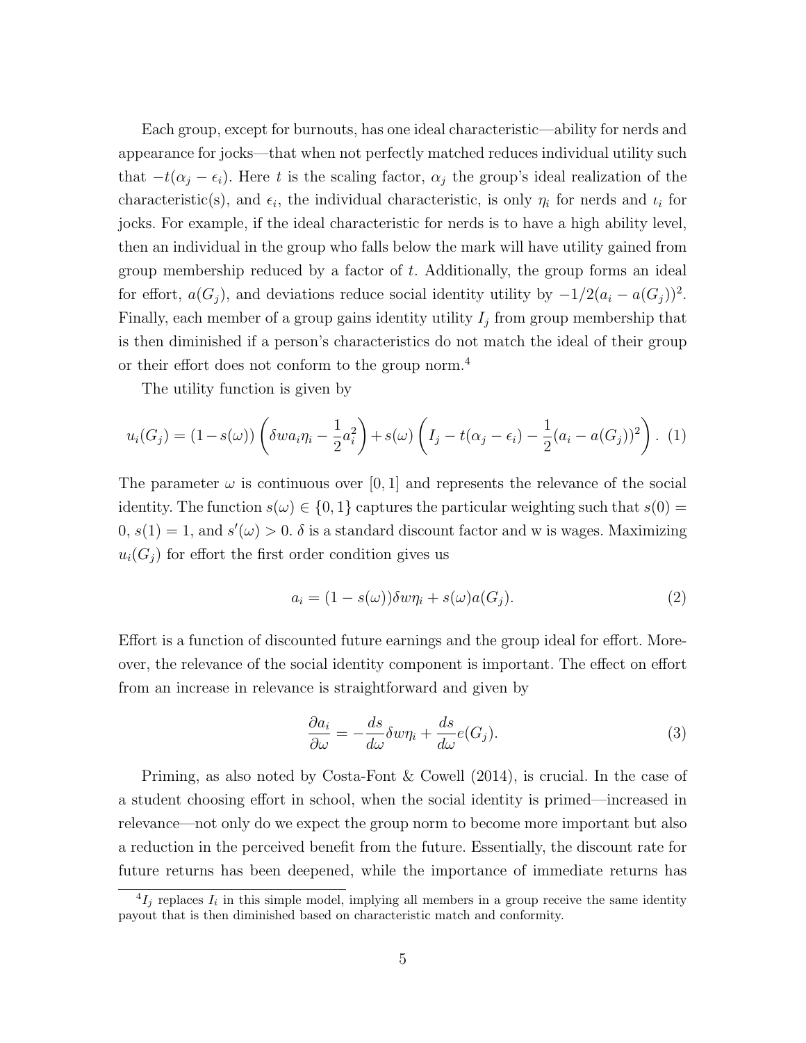Each group, except for burnouts, has one ideal characteristic—ability for nerds and appearance for jocks—that when not perfectly matched reduces individual utility such that $-t(\alpha_j - \epsilon_i)$. Here $t$ is the scaling factor, $\alpha_j$ the group's ideal realization of the characteristic(s), and $\epsilon_i$, the individual characteristic, is only $\eta_i$ for nerds and $\iota_i$ for jocks. For example, if the ideal characteristic for nerds is to have a high ability level, then an individual in the group who falls below the mark will have utility gained from group membership reduced by a factor of $t$. Additionally, the group forms an ideal for effort, $a(G_j)$, and deviations reduce social identity utility by $-1/2(a_i - a(G_j))^2$. Finally, each member of a group gains identity utility $I_j$ from group membership that is then diminished if a person's characteristics do not match the ideal of their group or their effort does not conform to the group norm.[4]

The utility function is given by

$$u_i(G_j) = (1-s(\omega))\left(\delta w a_i \eta_i - \frac{1}{2}a_i^2\right) + s(\omega)\left(I_j - t(\alpha_j - \epsilon_i) - \frac{1}{2}(a_i - a(G_j))^2\right). \quad (1)$$

The parameter $\omega$ is continuous over $[0, 1]$ and represents the relevance of the social identity. The function $s(\omega) \in \{0, 1\}$ captures the particular weighting such that $s(0) = 0$, $s(1) = 1$, and $s'(\omega) > 0$. $\delta$ is a standard discount factor and w is wages. Maximizing $u_i(G_j)$ for effort the first order condition gives us

$$a_i = (1 - s(\omega))\delta w \eta_i + s(\omega)a(G_j). \quad (2)$$

Effort is a function of discounted future earnings and the group ideal for effort. Moreover, the relevance of the social identity component is important. The effect on effort from an increase in relevance is straightforward and given by

$$\frac{\partial a_i}{\partial \omega} = -\frac{ds}{d\omega}\delta w \eta_i + \frac{ds}{d\omega}e(G_j). \quad (3)$$

Priming, as also noted by Costa-Font & Cowell (2014), is crucial. In the case of a student choosing effort in school, when the social identity is primed—increased in relevance—not only do we expect the group norm to become more important but also a reduction in the perceived benefit from the future. Essentially, the discount rate for future returns has been deepened, while the importance of immediate returns has

[4] $I_j$ replaces $I_i$ in this simple model, implying all members in a group receive the same identity payout that is then diminished based on characteristic match and conformity.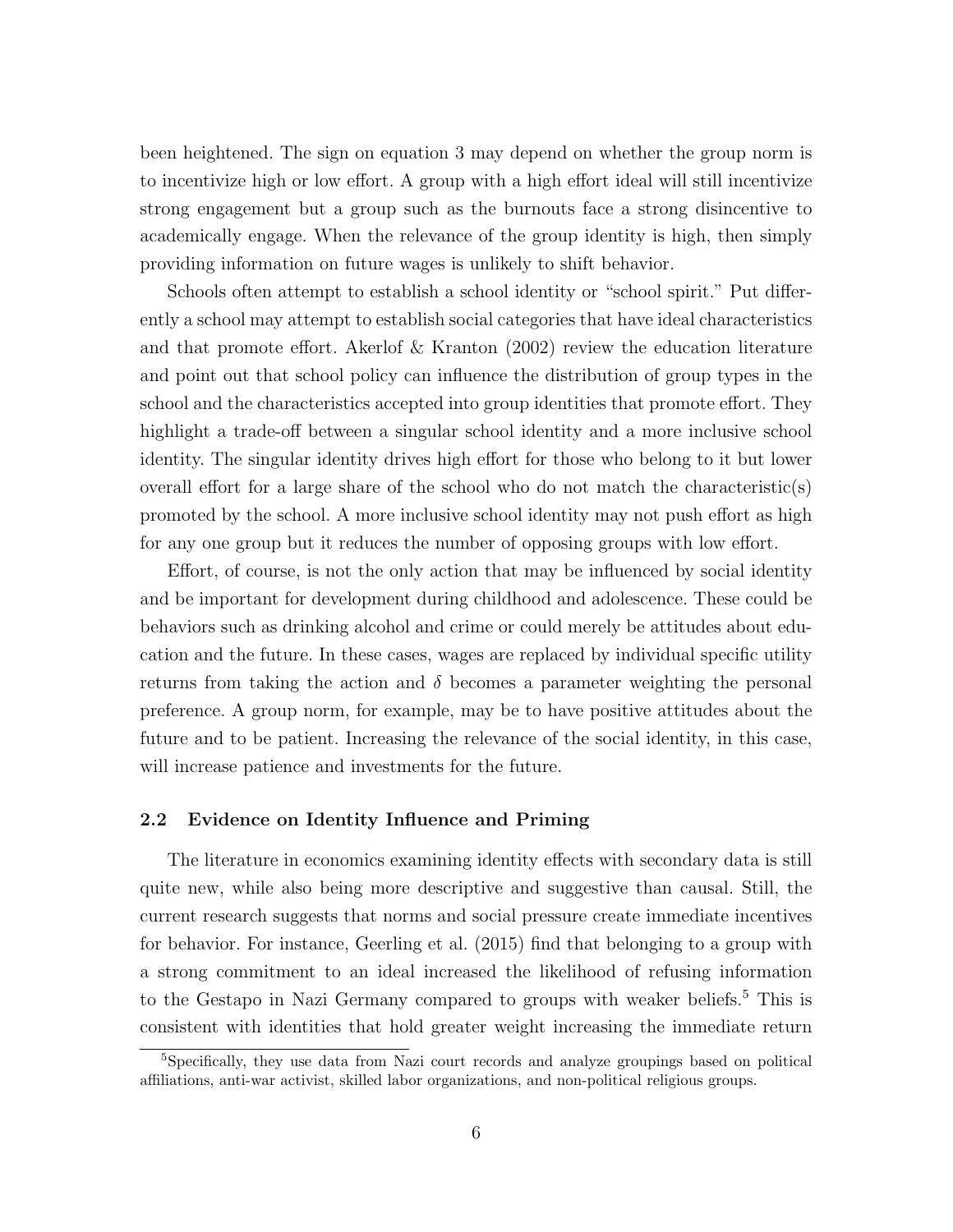been heightened. The sign on equation 3 may depend on whether the group norm is to incentivize high or low effort. A group with a high effort ideal will still incentivize strong engagement but a group such as the burnouts face a strong disincentive to academically engage. When the relevance of the group identity is high, then simply providing information on future wages is unlikely to shift behavior.

Schools often attempt to establish a school identity or "school spirit." Put differently a school may attempt to establish social categories that have ideal characteristics and that promote effort. Akerlof & Kranton (2002) review the education literature and point out that school policy can influence the distribution of group types in the school and the characteristics accepted into group identities that promote effort. They highlight a trade-off between a singular school identity and a more inclusive school identity. The singular identity drives high effort for those who belong to it but lower overall effort for a large share of the school who do not match the characteristic(s) promoted by the school. A more inclusive school identity may not push effort as high for any one group but it reduces the number of opposing groups with low effort.

Effort, of course, is not the only action that may be influenced by social identity and be important for development during childhood and adolescence. These could be behaviors such as drinking alcohol and crime or could merely be attitudes about education and the future. In these cases, wages are replaced by individual specific utility returns from taking the action and $\delta$ becomes a parameter weighting the personal preference. A group norm, for example, may be to have positive attitudes about the future and to be patient. Increasing the relevance of the social identity, in this case, will increase patience and investments for the future.

### 2.2 Evidence on Identity Influence and Priming

The literature in economics examining identity effects with secondary data is still quite new, while also being more descriptive and suggestive than causal. Still, the current research suggests that norms and social pressure create immediate incentives for behavior. For instance, Geerling et al. (2015) find that belonging to a group with a strong commitment to an ideal increased the likelihood of refusing information to the Gestapo in Nazi Germany compared to groups with weaker beliefs.[5] This is consistent with identities that hold greater weight increasing the immediate return

[5] Specifically, they use data from Nazi court records and analyze groupings based on political affiliations, anti-war activist, skilled labor organizations, and non-political religious groups.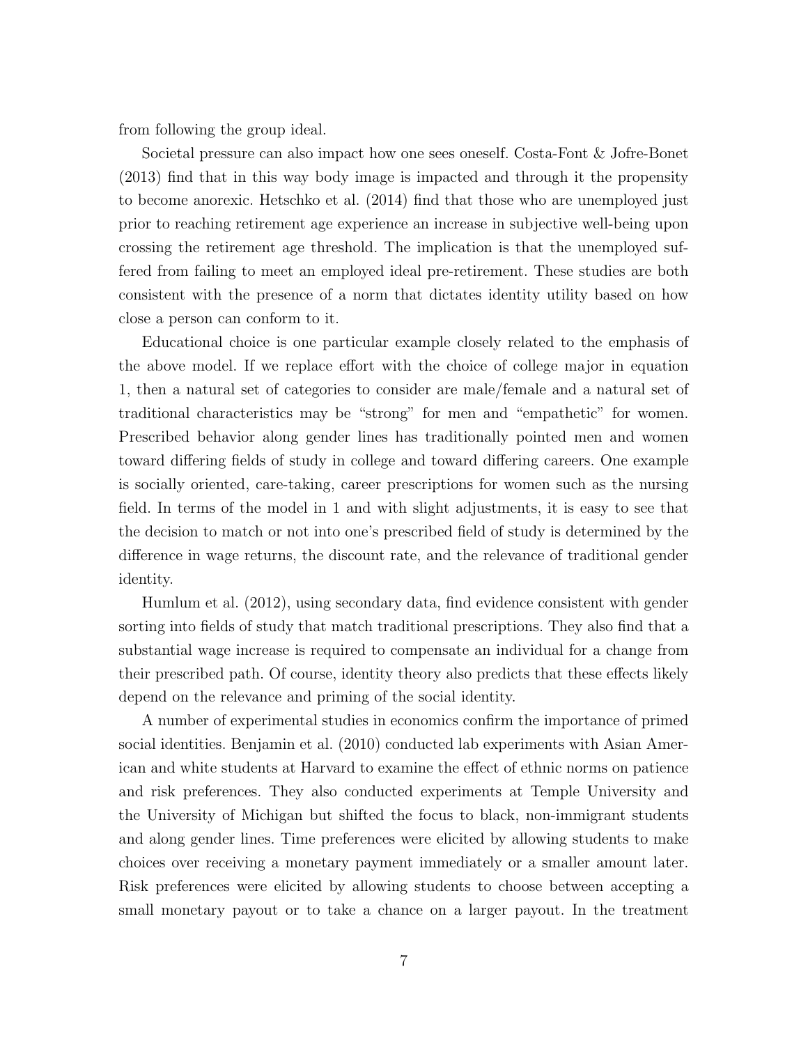from following the group ideal.

Societal pressure can also impact how one sees oneself. Costa-Font & Jofre-Bonet (2013) find that in this way body image is impacted and through it the propensity to become anorexic. Hetschko et al. (2014) find that those who are unemployed just prior to reaching retirement age experience an increase in subjective well-being upon crossing the retirement age threshold. The implication is that the unemployed suffered from failing to meet an employed ideal pre-retirement. These studies are both consistent with the presence of a norm that dictates identity utility based on how close a person can conform to it.

Educational choice is one particular example closely related to the emphasis of the above model. If we replace effort with the choice of college major in equation 1, then a natural set of categories to consider are male/female and a natural set of traditional characteristics may be "strong" for men and "empathetic" for women. Prescribed behavior along gender lines has traditionally pointed men and women toward differing fields of study in college and toward differing careers. One example is socially oriented, care-taking, career prescriptions for women such as the nursing field. In terms of the model in 1 and with slight adjustments, it is easy to see that the decision to match or not into one's prescribed field of study is determined by the difference in wage returns, the discount rate, and the relevance of traditional gender identity.

Humlum et al. (2012), using secondary data, find evidence consistent with gender sorting into fields of study that match traditional prescriptions. They also find that a substantial wage increase is required to compensate an individual for a change from their prescribed path. Of course, identity theory also predicts that these effects likely depend on the relevance and priming of the social identity.

A number of experimental studies in economics confirm the importance of primed social identities. Benjamin et al. (2010) conducted lab experiments with Asian American and white students at Harvard to examine the effect of ethnic norms on patience and risk preferences. They also conducted experiments at Temple University and the University of Michigan but shifted the focus to black, non-immigrant students and along gender lines. Time preferences were elicited by allowing students to make choices over receiving a monetary payment immediately or a smaller amount later. Risk preferences were elicited by allowing students to choose between accepting a small monetary payout or to take a chance on a larger payout. In the treatment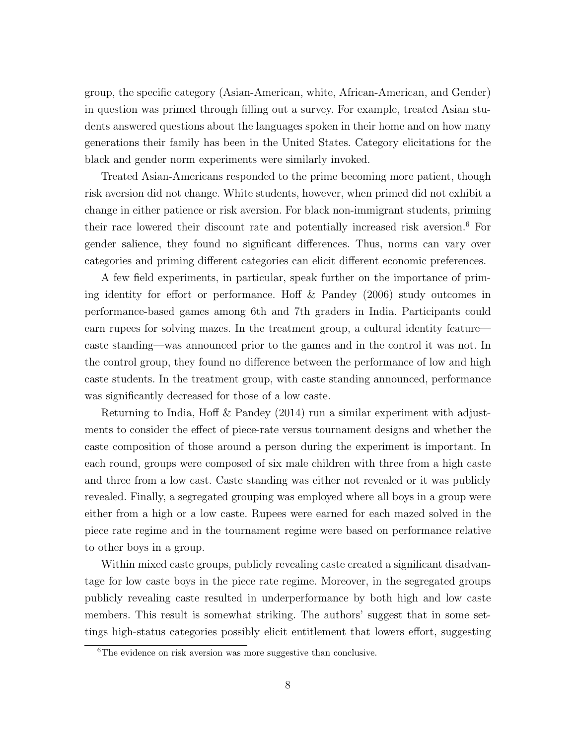group, the specific category (Asian-American, white, African-American, and Gender) in question was primed through filling out a survey. For example, treated Asian students answered questions about the languages spoken in their home and on how many generations their family has been in the United States. Category elicitations for the black and gender norm experiments were similarly invoked.

Treated Asian-Americans responded to the prime becoming more patient, though risk aversion did not change. White students, however, when primed did not exhibit a change in either patience or risk aversion. For black non-immigrant students, priming their race lowered their discount rate and potentially increased risk aversion.[6] For gender salience, they found no significant differences. Thus, norms can vary over categories and priming different categories can elicit different economic preferences.

A few field experiments, in particular, speak further on the importance of priming identity for effort or performance. Hoff & Pandey (2006) study outcomes in performance-based games among 6th and 7th graders in India. Participants could earn rupees for solving mazes. In the treatment group, a cultural identity feature—caste standing—was announced prior to the games and in the control it was not. In the control group, they found no difference between the performance of low and high caste students. In the treatment group, with caste standing announced, performance was significantly decreased for those of a low caste.

Returning to India, Hoff & Pandey (2014) run a similar experiment with adjustments to consider the effect of piece-rate versus tournament designs and whether the caste composition of those around a person during the experiment is important. In each round, groups were composed of six male children with three from a high caste and three from a low cast. Caste standing was either not revealed or it was publicly revealed. Finally, a segregated grouping was employed where all boys in a group were either from a high or a low caste. Rupees were earned for each mazed solved in the piece rate regime and in the tournament regime were based on performance relative to other boys in a group.

Within mixed caste groups, publicly revealing caste created a significant disadvantage for low caste boys in the piece rate regime. Moreover, in the segregated groups publicly revealing caste resulted in underperformance by both high and low caste members. This result is somewhat striking. The authors' suggest that in some settings high-status categories possibly elicit entitlement that lowers effort, suggesting

[6] The evidence on risk aversion was more suggestive than conclusive.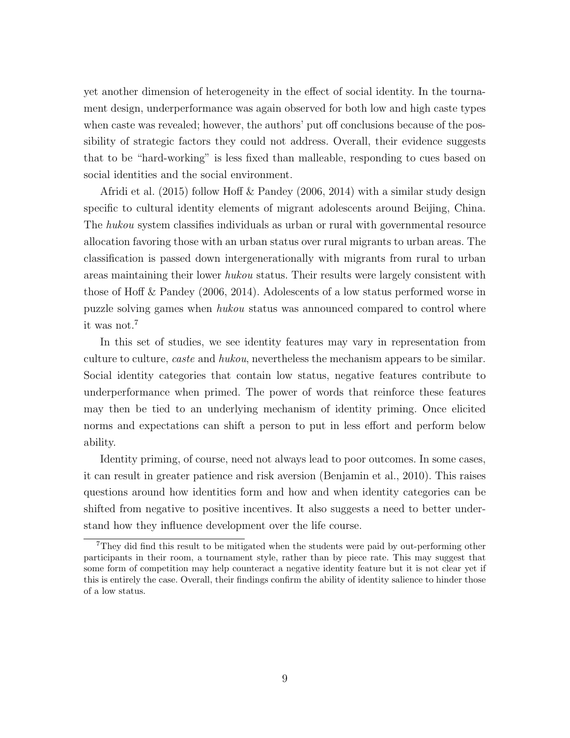yet another dimension of heterogeneity in the effect of social identity. In the tournament design, underperformance was again observed for both low and high caste types when caste was revealed; however, the authors' put off conclusions because of the possibility of strategic factors they could not address. Overall, their evidence suggests that to be "hard-working" is less fixed than malleable, responding to cues based on social identities and the social environment.

Afridi et al. (2015) follow Hoff & Pandey (2006, 2014) with a similar study design specific to cultural identity elements of migrant adolescents around Beijing, China. The *hukou* system classifies individuals as urban or rural with governmental resource allocation favoring those with an urban status over rural migrants to urban areas. The classification is passed down intergenerationally with migrants from rural to urban areas maintaining their lower *hukou* status. Their results were largely consistent with those of Hoff & Pandey (2006, 2014). Adolescents of a low status performed worse in puzzle solving games when *hukou* status was announced compared to control where it was not.[7]

In this set of studies, we see identity features may vary in representation from culture to culture, *caste* and *hukou*, nevertheless the mechanism appears to be similar. Social identity categories that contain low status, negative features contribute to underperformance when primed. The power of words that reinforce these features may then be tied to an underlying mechanism of identity priming. Once elicited norms and expectations can shift a person to put in less effort and perform below ability.

Identity priming, of course, need not always lead to poor outcomes. In some cases, it can result in greater patience and risk aversion (Benjamin et al., 2010). This raises questions around how identities form and how and when identity categories can be shifted from negative to positive incentives. It also suggests a need to better understand how they influence development over the life course.

[7] They did find this result to be mitigated when the students were paid by out-performing other participants in their room, a tournament style, rather than by piece rate. This may suggest that some form of competition may help counteract a negative identity feature but it is not clear yet if this is entirely the case. Overall, their findings confirm the ability of identity salience to hinder those of a low status.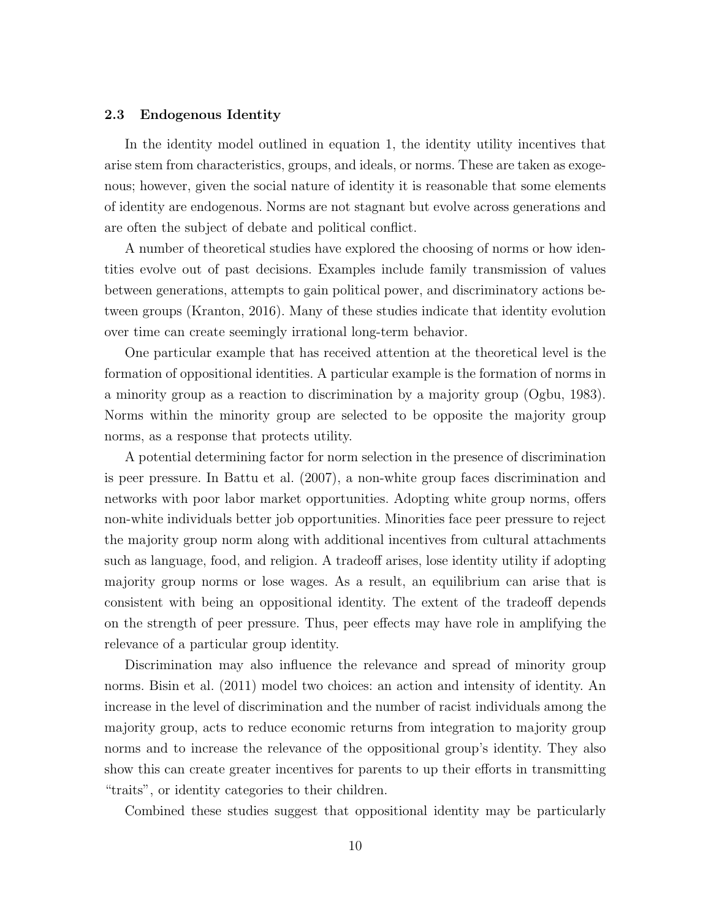### 2.3 Endogenous Identity

In the identity model outlined in equation 1, the identity utility incentives that arise stem from characteristics, groups, and ideals, or norms. These are taken as exogenous; however, given the social nature of identity it is reasonable that some elements of identity are endogenous. Norms are not stagnant but evolve across generations and are often the subject of debate and political conflict.

A number of theoretical studies have explored the choosing of norms or how identities evolve out of past decisions. Examples include family transmission of values between generations, attempts to gain political power, and discriminatory actions between groups (Kranton, 2016). Many of these studies indicate that identity evolution over time can create seemingly irrational long-term behavior.

One particular example that has received attention at the theoretical level is the formation of oppositional identities. A particular example is the formation of norms in a minority group as a reaction to discrimination by a majority group (Ogbu, 1983). Norms within the minority group are selected to be opposite the majority group norms, as a response that protects utility.

A potential determining factor for norm selection in the presence of discrimination is peer pressure. In Battu et al. (2007), a non-white group faces discrimination and networks with poor labor market opportunities. Adopting white group norms, offers non-white individuals better job opportunities. Minorities face peer pressure to reject the majority group norm along with additional incentives from cultural attachments such as language, food, and religion. A tradeoff arises, lose identity utility if adopting majority group norms or lose wages. As a result, an equilibrium can arise that is consistent with being an oppositional identity. The extent of the tradeoff depends on the strength of peer pressure. Thus, peer effects may have role in amplifying the relevance of a particular group identity.

Discrimination may also influence the relevance and spread of minority group norms. Bisin et al. (2011) model two choices: an action and intensity of identity. An increase in the level of discrimination and the number of racist individuals among the majority group, acts to reduce economic returns from integration to majority group norms and to increase the relevance of the oppositional group's identity. They also show this can create greater incentives for parents to up their efforts in transmitting "traits", or identity categories to their children.

Combined these studies suggest that oppositional identity may be particularly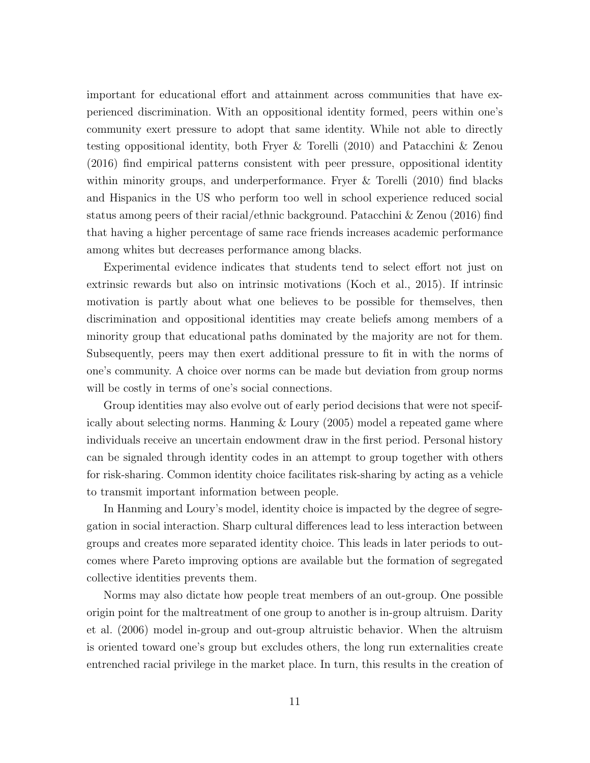important for educational effort and attainment across communities that have experienced discrimination. With an oppositional identity formed, peers within one's community exert pressure to adopt that same identity. While not able to directly testing oppositional identity, both Fryer & Torelli (2010) and Patacchini & Zenou (2016) find empirical patterns consistent with peer pressure, oppositional identity within minority groups, and underperformance. Fryer & Torelli (2010) find blacks and Hispanics in the US who perform too well in school experience reduced social status among peers of their racial/ethnic background. Patacchini & Zenou (2016) find that having a higher percentage of same race friends increases academic performance among whites but decreases performance among blacks.

Experimental evidence indicates that students tend to select effort not just on extrinsic rewards but also on intrinsic motivations (Koch et al., 2015). If intrinsic motivation is partly about what one believes to be possible for themselves, then discrimination and oppositional identities may create beliefs among members of a minority group that educational paths dominated by the majority are not for them. Subsequently, peers may then exert additional pressure to fit in with the norms of one's community. A choice over norms can be made but deviation from group norms will be costly in terms of one's social connections.

Group identities may also evolve out of early period decisions that were not specifically about selecting norms. Hanming & Loury (2005) model a repeated game where individuals receive an uncertain endowment draw in the first period. Personal history can be signaled through identity codes in an attempt to group together with others for risk-sharing. Common identity choice facilitates risk-sharing by acting as a vehicle to transmit important information between people.

In Hanming and Loury's model, identity choice is impacted by the degree of segregation in social interaction. Sharp cultural differences lead to less interaction between groups and creates more separated identity choice. This leads in later periods to outcomes where Pareto improving options are available but the formation of segregated collective identities prevents them.

Norms may also dictate how people treat members of an out-group. One possible origin point for the maltreatment of one group to another is in-group altruism. Darity et al. (2006) model in-group and out-group altruistic behavior. When the altruism is oriented toward one's group but excludes others, the long run externalities create entrenched racial privilege in the market place. In turn, this results in the creation of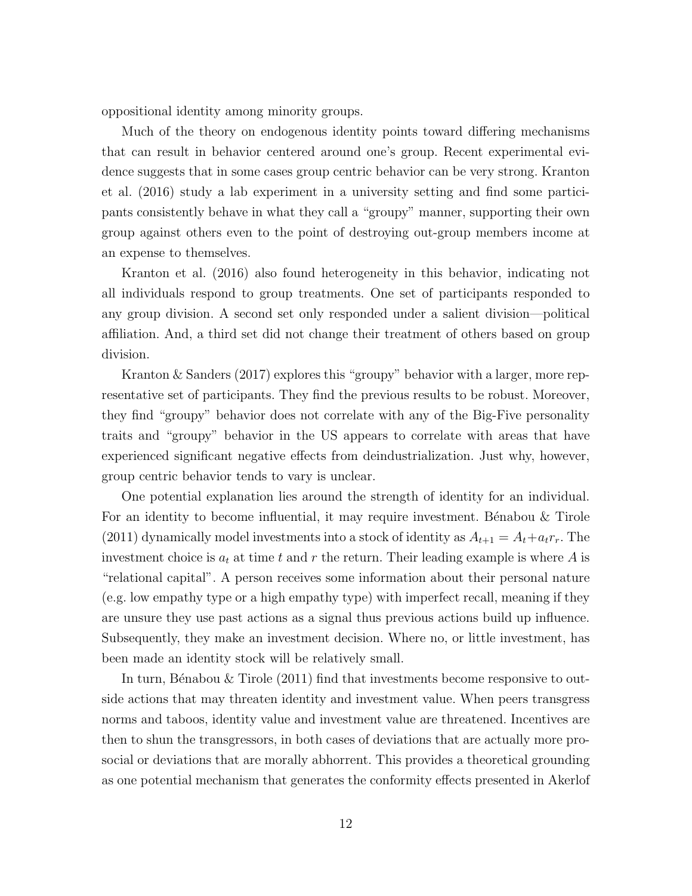oppositional identity among minority groups.

Much of the theory on endogenous identity points toward differing mechanisms that can result in behavior centered around one's group. Recent experimental evidence suggests that in some cases group centric behavior can be very strong. Kranton et al. (2016) study a lab experiment in a university setting and find some participants consistently behave in what they call a "groupy" manner, supporting their own group against others even to the point of destroying out-group members income at an expense to themselves.

Kranton et al. (2016) also found heterogeneity in this behavior, indicating not all individuals respond to group treatments. One set of participants responded to any group division. A second set only responded under a salient division—political affiliation. And, a third set did not change their treatment of others based on group division.

Kranton & Sanders (2017) explores this "groupy" behavior with a larger, more representative set of participants. They find the previous results to be robust. Moreover, they find "groupy" behavior does not correlate with any of the Big-Five personality traits and "groupy" behavior in the US appears to correlate with areas that have experienced significant negative effects from deindustrialization. Just why, however, group centric behavior tends to vary is unclear.

One potential explanation lies around the strength of identity for an individual. For an identity to become influential, it may require investment. Bénabou & Tirole (2011) dynamically model investments into a stock of identity as $A_{t+1} = A_t + a_t r_r$. The investment choice is $a_t$ at time $t$ and $r$ the return. Their leading example is where $A$ is "relational capital". A person receives some information about their personal nature (e.g. low empathy type or a high empathy type) with imperfect recall, meaning if they are unsure they use past actions as a signal thus previous actions build up influence. Subsequently, they make an investment decision. Where no, or little investment, has been made an identity stock will be relatively small.

In turn, Bénabou & Tirole (2011) find that investments become responsive to outside actions that may threaten identity and investment value. When peers transgress norms and taboos, identity value and investment value are threatened. Incentives are then to shun the transgressors, in both cases of deviations that are actually more pro-social or deviations that are morally abhorrent. This provides a theoretical grounding as one potential mechanism that generates the conformity effects presented in Akerlof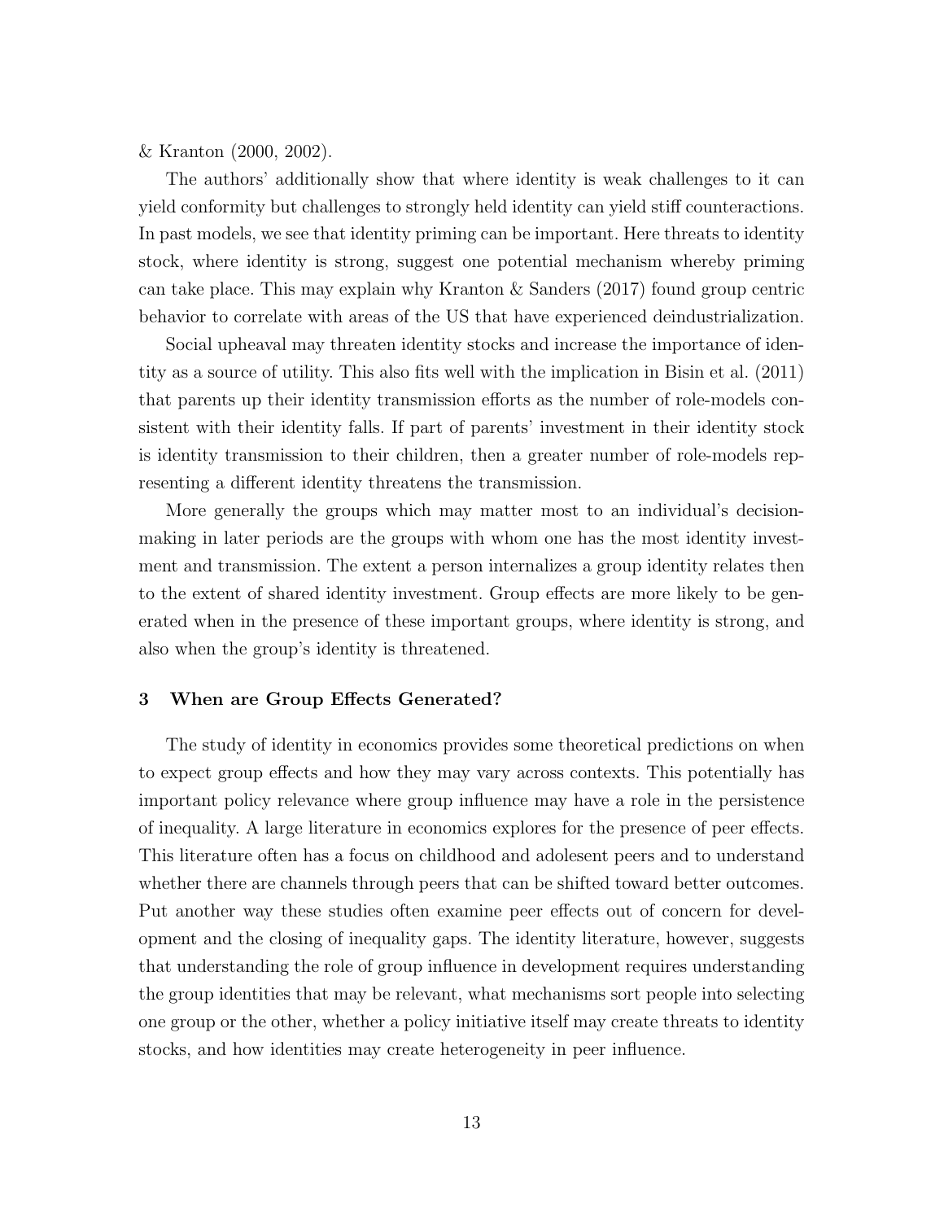& Kranton (2000, 2002).

The authors' additionally show that where identity is weak challenges to it can yield conformity but challenges to strongly held identity can yield stiff counteractions. In past models, we see that identity priming can be important. Here threats to identity stock, where identity is strong, suggest one potential mechanism whereby priming can take place. This may explain why Kranton & Sanders (2017) found group centric behavior to correlate with areas of the US that have experienced deindustrialization.

Social upheaval may threaten identity stocks and increase the importance of identity as a source of utility. This also fits well with the implication in Bisin et al. (2011) that parents up their identity transmission efforts as the number of role-models consistent with their identity falls. If part of parents' investment in their identity stock is identity transmission to their children, then a greater number of role-models representing a different identity threatens the transmission.

More generally the groups which may matter most to an individual's decision-making in later periods are the groups with whom one has the most identity investment and transmission. The extent a person internalizes a group identity relates then to the extent of shared identity investment. Group effects are more likely to be generated when in the presence of these important groups, where identity is strong, and also when the group's identity is threatened.

## 3 When are Group Effects Generated?

The study of identity in economics provides some theoretical predictions on when to expect group effects and how they may vary across contexts. This potentially has important policy relevance where group influence may have a role in the persistence of inequality. A large literature in economics explores for the presence of peer effects. This literature often has a focus on childhood and adolesent peers and to understand whether there are channels through peers that can be shifted toward better outcomes. Put another way these studies often examine peer effects out of concern for development and the closing of inequality gaps. The identity literature, however, suggests that understanding the role of group influence in development requires understanding the group identities that may be relevant, what mechanisms sort people into selecting one group or the other, whether a policy initiative itself may create threats to identity stocks, and how identities may create heterogeneity in peer influence.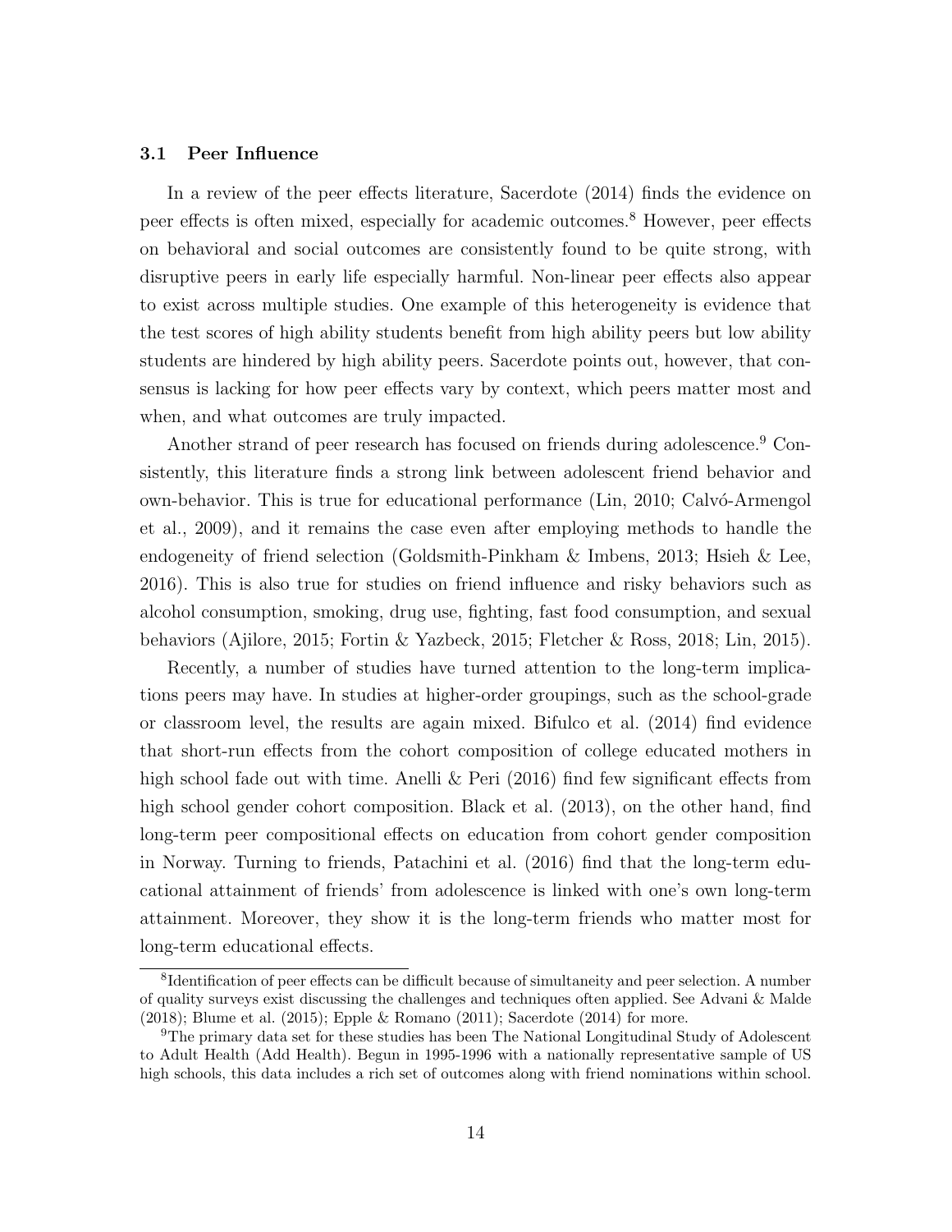### 3.1 Peer Influence

In a review of the peer effects literature, Sacerdote (2014) finds the evidence on peer effects is often mixed, especially for academic outcomes.[8] However, peer effects on behavioral and social outcomes are consistently found to be quite strong, with disruptive peers in early life especially harmful. Non-linear peer effects also appear to exist across multiple studies. One example of this heterogeneity is evidence that the test scores of high ability students benefit from high ability peers but low ability students are hindered by high ability peers. Sacerdote points out, however, that consensus is lacking for how peer effects vary by context, which peers matter most and when, and what outcomes are truly impacted.

Another strand of peer research has focused on friends during adolescence.[9] Consistently, this literature finds a strong link between adolescent friend behavior and own-behavior. This is true for educational performance (Lin, 2010; Calvó-Armengol et al., 2009), and it remains the case even after employing methods to handle the endogeneity of friend selection (Goldsmith-Pinkham & Imbens, 2013; Hsieh & Lee, 2016). This is also true for studies on friend influence and risky behaviors such as alcohol consumption, smoking, drug use, fighting, fast food consumption, and sexual behaviors (Ajilore, 2015; Fortin & Yazbeck, 2015; Fletcher & Ross, 2018; Lin, 2015).

Recently, a number of studies have turned attention to the long-term implications peers may have. In studies at higher-order groupings, such as the school-grade or classroom level, the results are again mixed. Bifulco et al. (2014) find evidence that short-run effects from the cohort composition of college educated mothers in high school fade out with time. Anelli & Peri (2016) find few significant effects from high school gender cohort composition. Black et al. (2013), on the other hand, find long-term peer compositional effects on education from cohort gender composition in Norway. Turning to friends, Patachini et al. (2016) find that the long-term educational attainment of friends' from adolescence is linked with one's own long-term attainment. Moreover, they show it is the long-term friends who matter most for long-term educational effects.

[8] Identification of peer effects can be difficult because of simultaneity and peer selection. A number of quality surveys exist discussing the challenges and techniques often applied. See Advani & Malde (2018); Blume et al. (2015); Epple & Romano (2011); Sacerdote (2014) for more.

[9] The primary data set for these studies has been The National Longitudinal Study of Adolescent to Adult Health (Add Health). Begun in 1995-1996 with a nationally representative sample of US high schools, this data includes a rich set of outcomes along with friend nominations within school.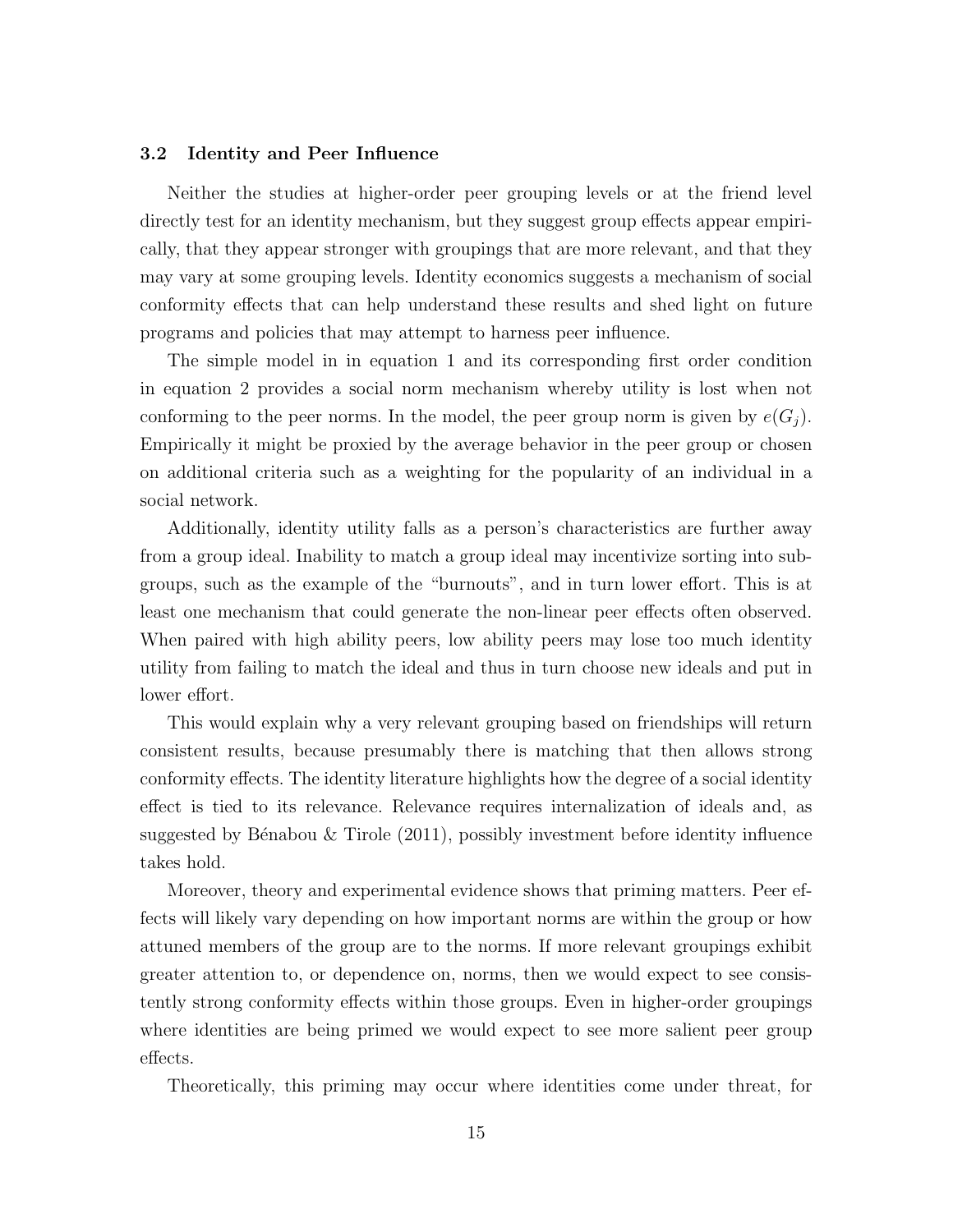### 3.2 Identity and Peer Influence

Neither the studies at higher-order peer grouping levels or at the friend level directly test for an identity mechanism, but they suggest group effects appear empirically, that they appear stronger with groupings that are more relevant, and that they may vary at some grouping levels. Identity economics suggests a mechanism of social conformity effects that can help understand these results and shed light on future programs and policies that may attempt to harness peer influence.

The simple model in in equation 1 and its corresponding first order condition in equation 2 provides a social norm mechanism whereby utility is lost when not conforming to the peer norms. In the model, the peer group norm is given by $e(G_j)$. Empirically it might be proxied by the average behavior in the peer group or chosen on additional criteria such as a weighting for the popularity of an individual in a social network.

Additionally, identity utility falls as a person's characteristics are further away from a group ideal. Inability to match a group ideal may incentivize sorting into subgroups, such as the example of the "burnouts", and in turn lower effort. This is at least one mechanism that could generate the non-linear peer effects often observed. When paired with high ability peers, low ability peers may lose too much identity utility from failing to match the ideal and thus in turn choose new ideals and put in lower effort.

This would explain why a very relevant grouping based on friendships will return consistent results, because presumably there is matching that then allows strong conformity effects. The identity literature highlights how the degree of a social identity effect is tied to its relevance. Relevance requires internalization of ideals and, as suggested by Bénabou & Tirole (2011), possibly investment before identity influence takes hold.

Moreover, theory and experimental evidence shows that priming matters. Peer effects will likely vary depending on how important norms are within the group or how attuned members of the group are to the norms. If more relevant groupings exhibit greater attention to, or dependence on, norms, then we would expect to see consistently strong conformity effects within those groups. Even in higher-order groupings where identities are being primed we would expect to see more salient peer group effects.

Theoretically, this priming may occur where identities come under threat, for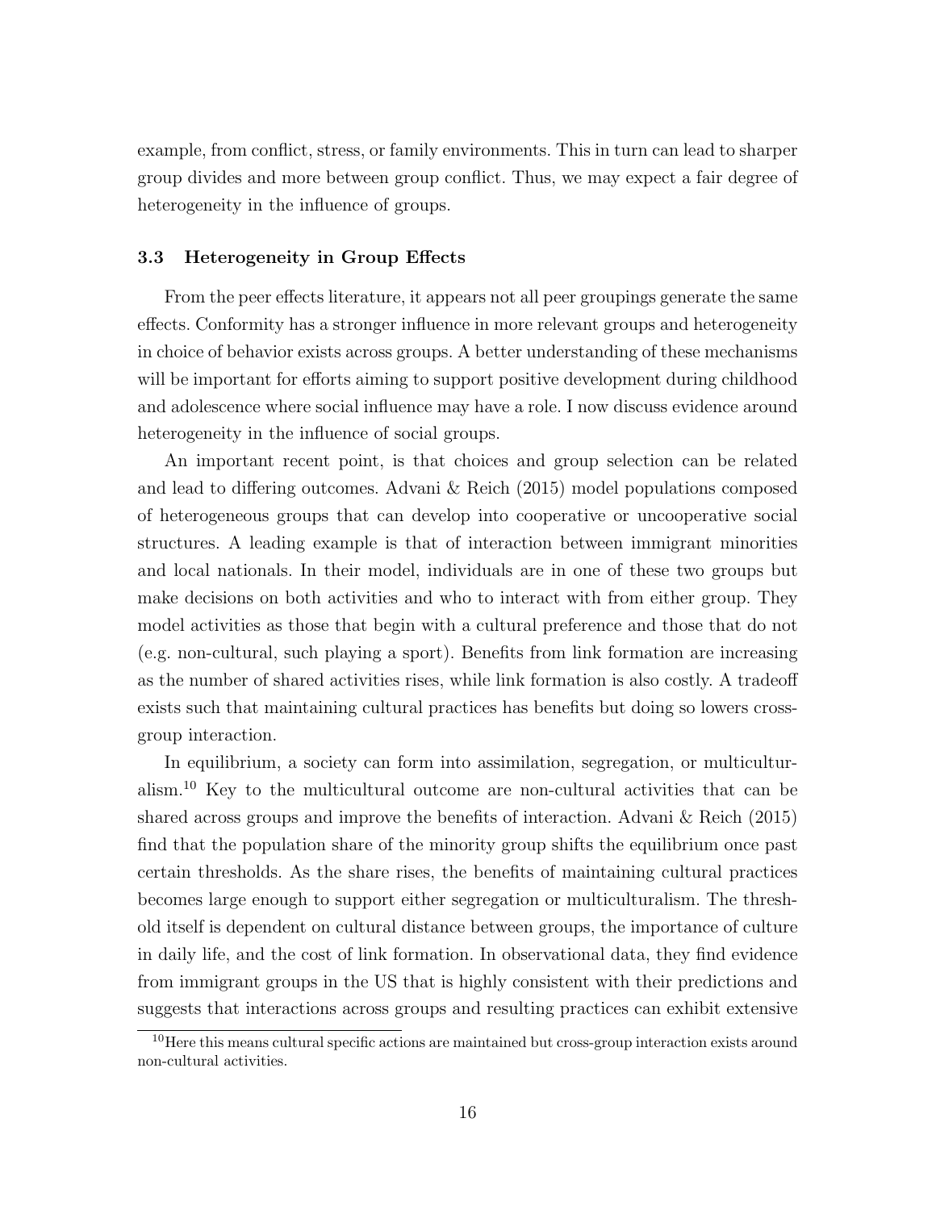example, from conflict, stress, or family environments. This in turn can lead to sharper group divides and more between group conflict. Thus, we may expect a fair degree of heterogeneity in the influence of groups.

### 3.3 Heterogeneity in Group Effects

From the peer effects literature, it appears not all peer groupings generate the same effects. Conformity has a stronger influence in more relevant groups and heterogeneity in choice of behavior exists across groups. A better understanding of these mechanisms will be important for efforts aiming to support positive development during childhood and adolescence where social influence may have a role. I now discuss evidence around heterogeneity in the influence of social groups.

An important recent point, is that choices and group selection can be related and lead to differing outcomes. Advani & Reich (2015) model populations composed of heterogeneous groups that can develop into cooperative or uncooperative social structures. A leading example is that of interaction between immigrant minorities and local nationals. In their model, individuals are in one of these two groups but make decisions on both activities and who to interact with from either group. They model activities as those that begin with a cultural preference and those that do not (e.g. non-cultural, such playing a sport). Benefits from link formation are increasing as the number of shared activities rises, while link formation is also costly. A tradeoff exists such that maintaining cultural practices has benefits but doing so lowers cross-group interaction.

In equilibrium, a society can form into assimilation, segregation, or multiculturalism.[10] Key to the multicultural outcome are non-cultural activities that can be shared across groups and improve the benefits of interaction. Advani & Reich (2015) find that the population share of the minority group shifts the equilibrium once past certain thresholds. As the share rises, the benefits of maintaining cultural practices becomes large enough to support either segregation or multiculturalism. The threshold itself is dependent on cultural distance between groups, the importance of culture in daily life, and the cost of link formation. In observational data, they find evidence from immigrant groups in the US that is highly consistent with their predictions and suggests that interactions across groups and resulting practices can exhibit extensive

[10] Here this means cultural specific actions are maintained but cross-group interaction exists around non-cultural activities.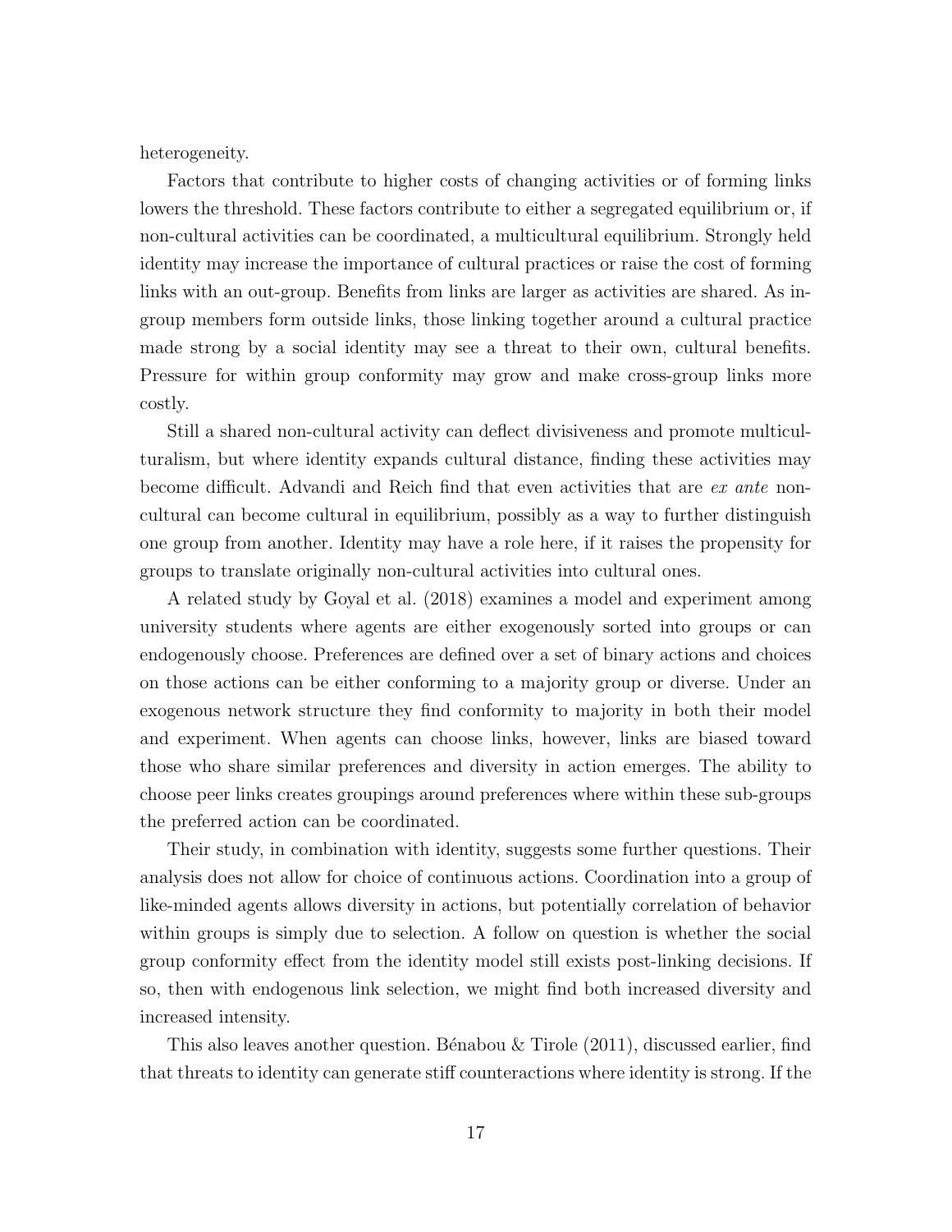heterogeneity.

Factors that contribute to higher costs of changing activities or of forming links lowers the threshold. These factors contribute to either a segregated equilibrium or, if non-cultural activities can be coordinated, a multicultural equilibrium. Strongly held identity may increase the importance of cultural practices or raise the cost of forming links with an out-group. Benefits from links are larger as activities are shared. As in-group members form outside links, those linking together around a cultural practice made strong by a social identity may see a threat to their own, cultural benefits. Pressure for within group conformity may grow and make cross-group links more costly.

Still a shared non-cultural activity can deflect divisiveness and promote multiculturalism, but where identity expands cultural distance, finding these activities may become difficult. Advandi and Reich find that even activities that are *ex ante* non-cultural can become cultural in equilibrium, possibly as a way to further distinguish one group from another. Identity may have a role here, if it raises the propensity for groups to translate originally non-cultural activities into cultural ones.

A related study by Goyal et al. (2018) examines a model and experiment among university students where agents are either exogenously sorted into groups or can endogenously choose. Preferences are defined over a set of binary actions and choices on those actions can be either conforming to a majority group or diverse. Under an exogenous network structure they find conformity to majority in both their model and experiment. When agents can choose links, however, links are biased toward those who share similar preferences and diversity in action emerges. The ability to choose peer links creates groupings around preferences where within these sub-groups the preferred action can be coordinated.

Their study, in combination with identity, suggests some further questions. Their analysis does not allow for choice of continuous actions. Coordination into a group of like-minded agents allows diversity in actions, but potentially correlation of behavior within groups is simply due to selection. A follow on question is whether the social group conformity effect from the identity model still exists post-linking decisions. If so, then with endogenous link selection, we might find both increased diversity and increased intensity.

This also leaves another question. Bénabou & Tirole (2011), discussed earlier, find that threats to identity can generate stiff counteractions where identity is strong. If the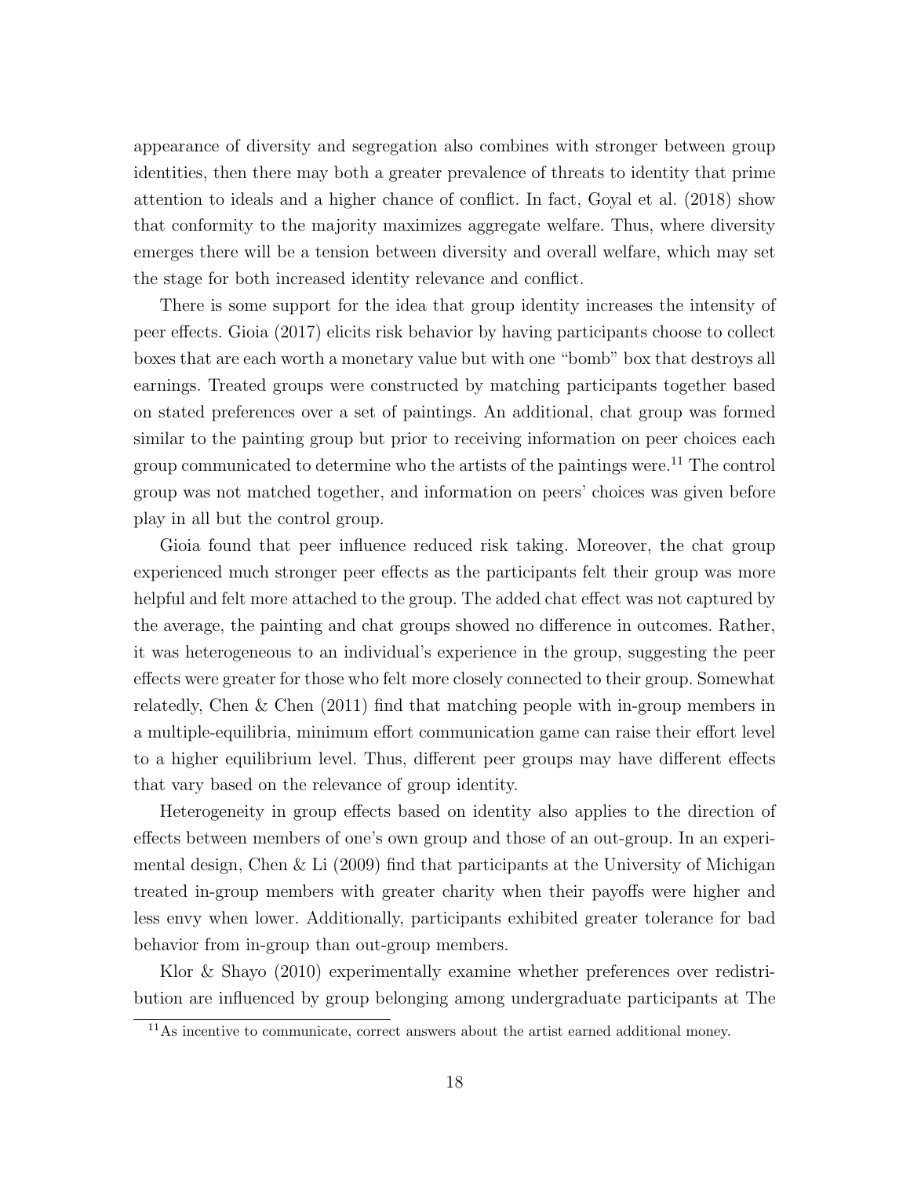appearance of diversity and segregation also combines with stronger between group identities, then there may both a greater prevalence of threats to identity that prime attention to ideals and a higher chance of conflict. In fact, Goyal et al. (2018) show that conformity to the majority maximizes aggregate welfare. Thus, where diversity emerges there will be a tension between diversity and overall welfare, which may set the stage for both increased identity relevance and conflict.

There is some support for the idea that group identity increases the intensity of peer effects. Gioia (2017) elicits risk behavior by having participants choose to collect boxes that are each worth a monetary value but with one "bomb" box that destroys all earnings. Treated groups were constructed by matching participants together based on stated preferences over a set of paintings. An additional, chat group was formed similar to the painting group but prior to receiving information on peer choices each group communicated to determine who the artists of the paintings were.[11] The control group was not matched together, and information on peers' choices was given before play in all but the control group.

Gioia found that peer influence reduced risk taking. Moreover, the chat group experienced much stronger peer effects as the participants felt their group was more helpful and felt more attached to the group. The added chat effect was not captured by the average, the painting and chat groups showed no difference in outcomes. Rather, it was heterogeneous to an individual's experience in the group, suggesting the peer effects were greater for those who felt more closely connected to their group. Somewhat relatedly, Chen & Chen (2011) find that matching people with in-group members in a multiple-equilibria, minimum effort communication game can raise their effort level to a higher equilibrium level. Thus, different peer groups may have different effects that vary based on the relevance of group identity.

Heterogeneity in group effects based on identity also applies to the direction of effects between members of one's own group and those of an out-group. In an experimental design, Chen & Li (2009) find that participants at the University of Michigan treated in-group members with greater charity when their payoffs were higher and less envy when lower. Additionally, participants exhibited greater tolerance for bad behavior from in-group than out-group members.

Klor & Shayo (2010) experimentally examine whether preferences over redistribution are influenced by group belonging among undergraduate participants at The

[11] As incentive to communicate, correct answers about the artist earned additional money.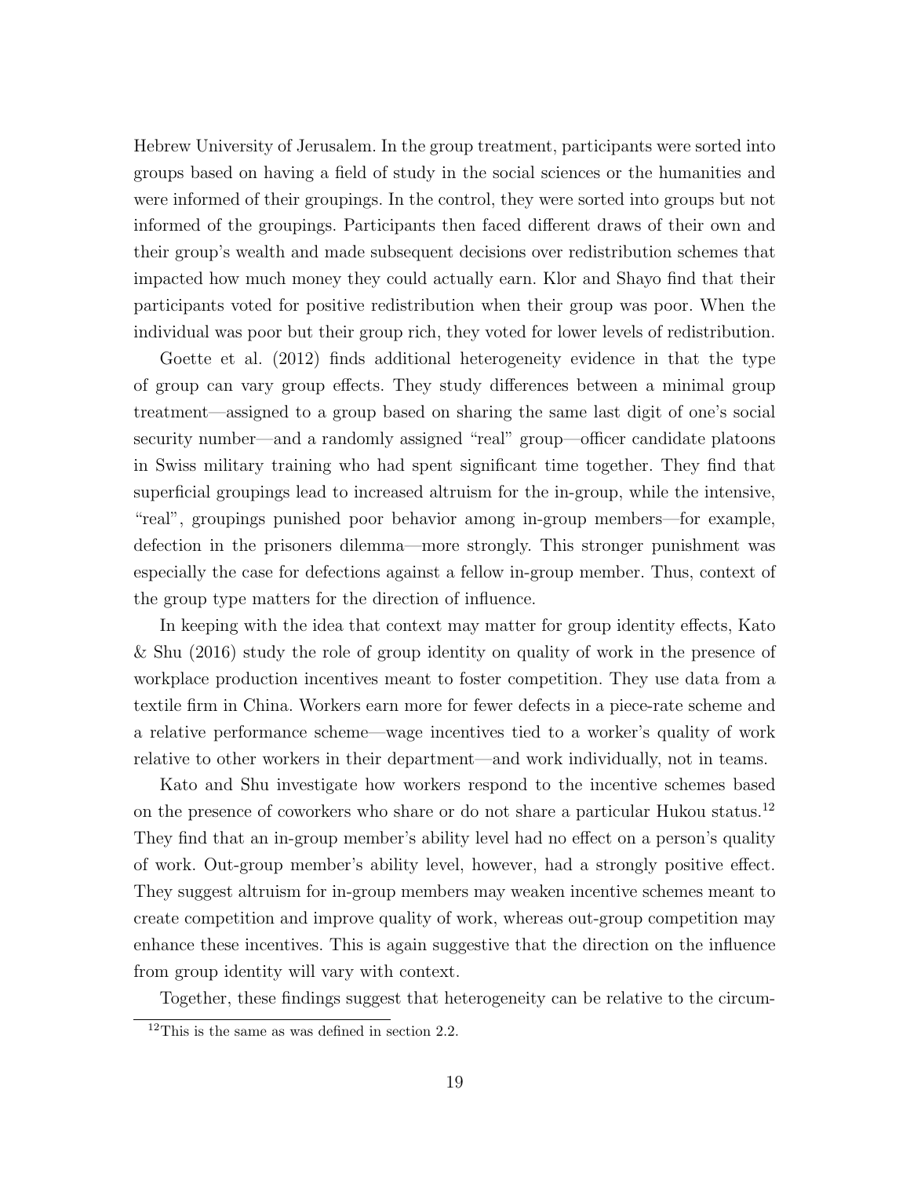Hebrew University of Jerusalem. In the group treatment, participants were sorted into groups based on having a field of study in the social sciences or the humanities and were informed of their groupings. In the control, they were sorted into groups but not informed of the groupings. Participants then faced different draws of their own and their group's wealth and made subsequent decisions over redistribution schemes that impacted how much money they could actually earn. Klor and Shayo find that their participants voted for positive redistribution when their group was poor. When the individual was poor but their group rich, they voted for lower levels of redistribution.

Goette et al. (2012) finds additional heterogeneity evidence in that the type of group can vary group effects. They study differences between a minimal group treatment—assigned to a group based on sharing the same last digit of one's social security number—and a randomly assigned "real" group—officer candidate platoons in Swiss military training who had spent significant time together. They find that superficial groupings lead to increased altruism for the in-group, while the intensive, "real", groupings punished poor behavior among in-group members—for example, defection in the prisoners dilemma—more strongly. This stronger punishment was especially the case for defections against a fellow in-group member. Thus, context of the group type matters for the direction of influence.

In keeping with the idea that context may matter for group identity effects, Kato & Shu (2016) study the role of group identity on quality of work in the presence of workplace production incentives meant to foster competition. They use data from a textile firm in China. Workers earn more for fewer defects in a piece-rate scheme and a relative performance scheme—wage incentives tied to a worker's quality of work relative to other workers in their department—and work individually, not in teams.

Kato and Shu investigate how workers respond to the incentive schemes based on the presence of coworkers who share or do not share a particular Hukou status.[12] They find that an in-group member's ability level had no effect on a person's quality of work. Out-group member's ability level, however, had a strongly positive effect. They suggest altruism for in-group members may weaken incentive schemes meant to create competition and improve quality of work, whereas out-group competition may enhance these incentives. This is again suggestive that the direction on the influence from group identity will vary with context.

Together, these findings suggest that heterogeneity can be relative to the circum-

[12] This is the same as was defined in section 2.2.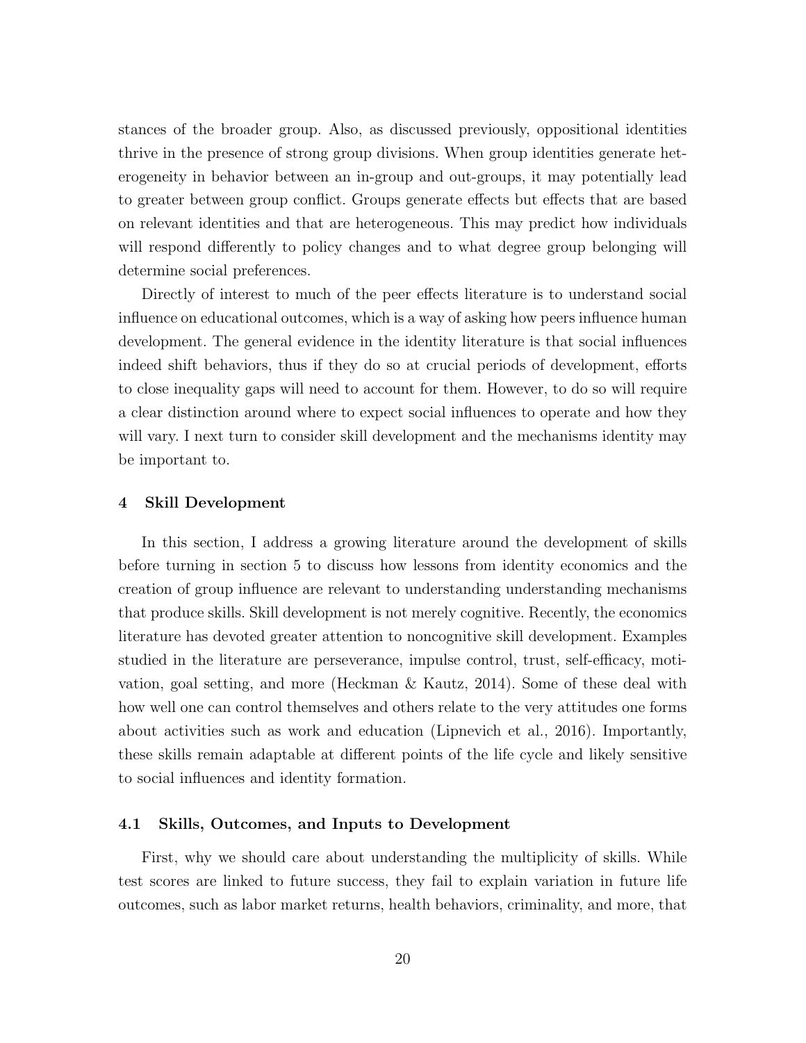stances of the broader group. Also, as discussed previously, oppositional identities thrive in the presence of strong group divisions. When group identities generate heterogeneity in behavior between an in-group and out-groups, it may potentially lead to greater between group conflict. Groups generate effects but effects that are based on relevant identities and that are heterogeneous. This may predict how individuals will respond differently to policy changes and to what degree group belonging will determine social preferences.

Directly of interest to much of the peer effects literature is to understand social influence on educational outcomes, which is a way of asking how peers influence human development. The general evidence in the identity literature is that social influences indeed shift behaviors, thus if they do so at crucial periods of development, efforts to close inequality gaps will need to account for them. However, to do so will require a clear distinction around where to expect social influences to operate and how they will vary. I next turn to consider skill development and the mechanisms identity may be important to.

## 4 Skill Development

In this section, I address a growing literature around the development of skills before turning in section 5 to discuss how lessons from identity economics and the creation of group influence are relevant to understanding understanding mechanisms that produce skills. Skill development is not merely cognitive. Recently, the economics literature has devoted greater attention to noncognitive skill development. Examples studied in the literature are perseverance, impulse control, trust, self-efficacy, motivation, goal setting, and more (Heckman & Kautz, 2014). Some of these deal with how well one can control themselves and others relate to the very attitudes one forms about activities such as work and education (Lipnevich et al., 2016). Importantly, these skills remain adaptable at different points of the life cycle and likely sensitive to social influences and identity formation.

### 4.1 Skills, Outcomes, and Inputs to Development

First, why we should care about understanding the multiplicity of skills. While test scores are linked to future success, they fail to explain variation in future life outcomes, such as labor market returns, health behaviors, criminality, and more, that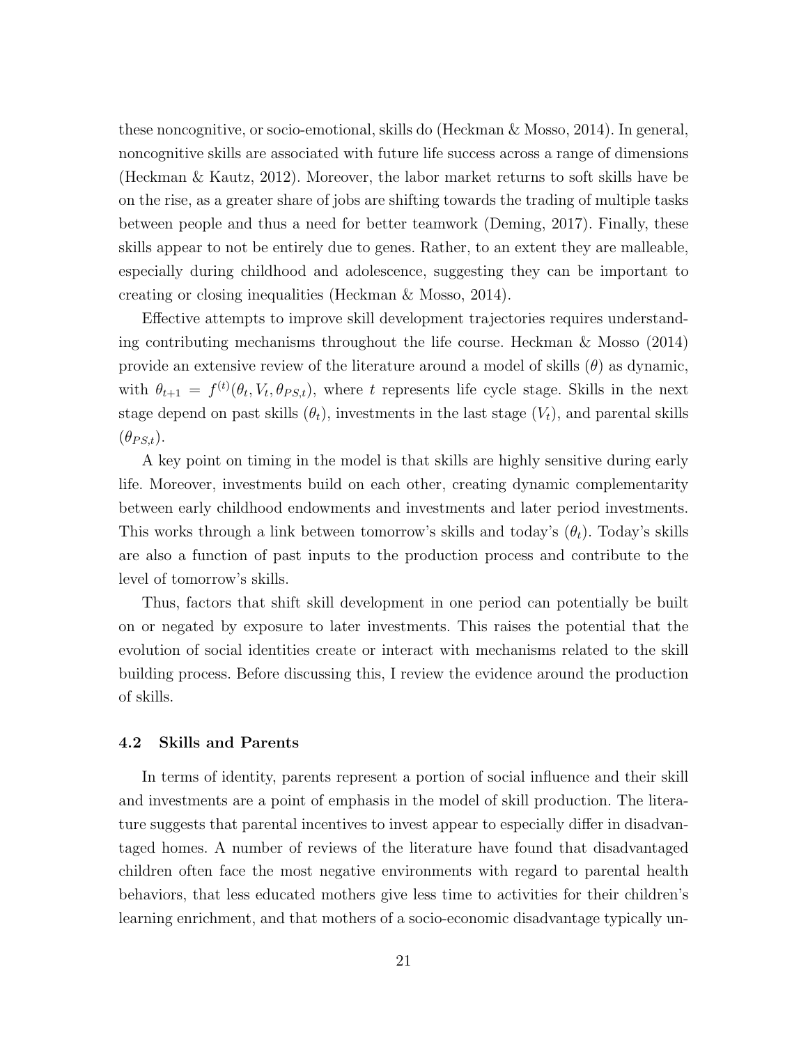these noncognitive, or socio-emotional, skills do (Heckman & Mosso, 2014). In general, noncognitive skills are associated with future life success across a range of dimensions (Heckman & Kautz, 2012). Moreover, the labor market returns to soft skills have be on the rise, as a greater share of jobs are shifting towards the trading of multiple tasks between people and thus a need for better teamwork (Deming, 2017). Finally, these skills appear to not be entirely due to genes. Rather, to an extent they are malleable, especially during childhood and adolescence, suggesting they can be important to creating or closing inequalities (Heckman & Mosso, 2014).

Effective attempts to improve skill development trajectories requires understanding contributing mechanisms throughout the life course. Heckman & Mosso (2014) provide an extensive review of the literature around a model of skills ($\theta$) as dynamic, with $\theta_{t+1} = f^{(t)}(\theta_t, V_t, \theta_{PS,t})$, where $t$ represents life cycle stage. Skills in the next stage depend on past skills ($\theta_t$), investments in the last stage ($V_t$), and parental skills ($\theta_{PS,t}$).

A key point on timing in the model is that skills are highly sensitive during early life. Moreover, investments build on each other, creating dynamic complementarity between early childhood endowments and investments and later period investments. This works through a link between tomorrow's skills and today's ($\theta_t$). Today's skills are also a function of past inputs to the production process and contribute to the level of tomorrow's skills.

Thus, factors that shift skill development in one period can potentially be built on or negated by exposure to later investments. This raises the potential that the evolution of social identities create or interact with mechanisms related to the skill building process. Before discussing this, I review the evidence around the production of skills.

### 4.2 Skills and Parents

In terms of identity, parents represent a portion of social influence and their skill and investments are a point of emphasis in the model of skill production. The literature suggests that parental incentives to invest appear to especially differ in disadvantaged homes. A number of reviews of the literature have found that disadvantaged children often face the most negative environments with regard to parental health behaviors, that less educated mothers give less time to activities for their children's learning enrichment, and that mothers of a socio-economic disadvantage typically un-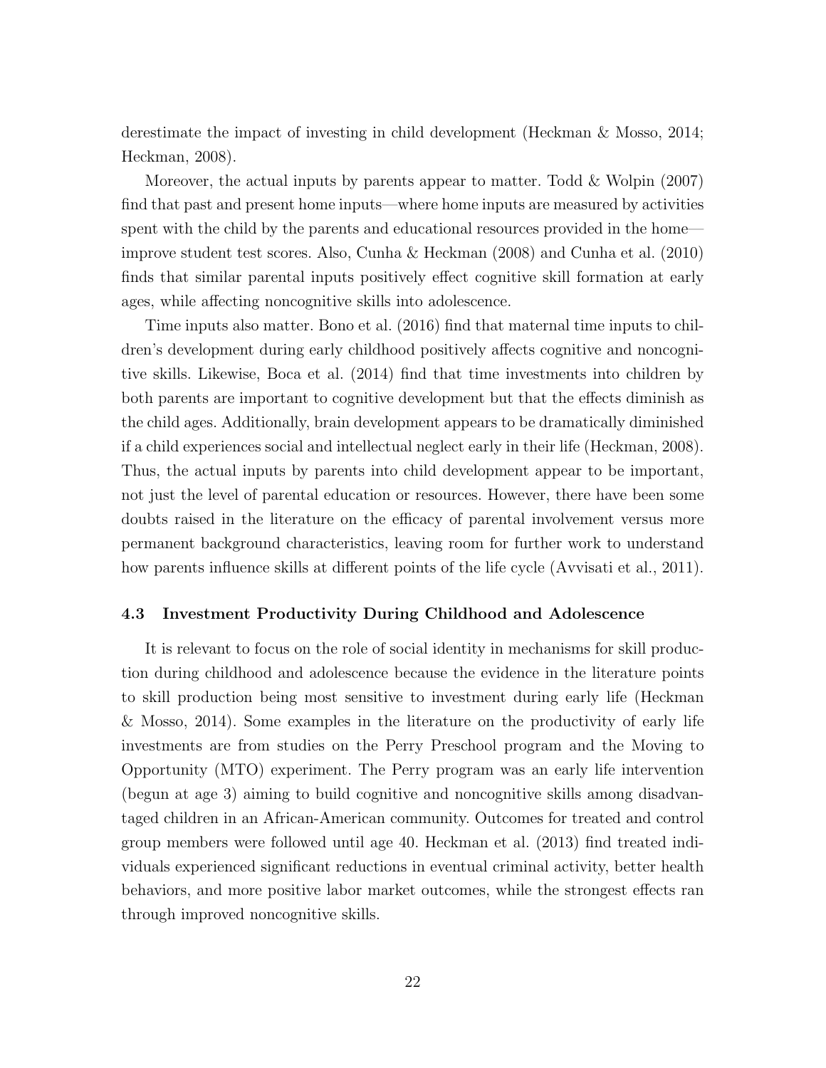derestimate the impact of investing in child development (Heckman & Mosso, 2014; Heckman, 2008).

Moreover, the actual inputs by parents appear to matter. Todd & Wolpin (2007) find that past and present home inputs—where home inputs are measured by activities spent with the child by the parents and educational resources provided in the home—improve student test scores. Also, Cunha & Heckman (2008) and Cunha et al. (2010) finds that similar parental inputs positively effect cognitive skill formation at early ages, while affecting noncognitive skills into adolescence.

Time inputs also matter. Bono et al. (2016) find that maternal time inputs to children's development during early childhood positively affects cognitive and noncognitive skills. Likewise, Boca et al. (2014) find that time investments into children by both parents are important to cognitive development but that the effects diminish as the child ages. Additionally, brain development appears to be dramatically diminished if a child experiences social and intellectual neglect early in their life (Heckman, 2008). Thus, the actual inputs by parents into child development appear to be important, not just the level of parental education or resources. However, there have been some doubts raised in the literature on the efficacy of parental involvement versus more permanent background characteristics, leaving room for further work to understand how parents influence skills at different points of the life cycle (Avvisati et al., 2011).

### 4.3 Investment Productivity During Childhood and Adolescence

It is relevant to focus on the role of social identity in mechanisms for skill production during childhood and adolescence because the evidence in the literature points to skill production being most sensitive to investment during early life (Heckman & Mosso, 2014). Some examples in the literature on the productivity of early life investments are from studies on the Perry Preschool program and the Moving to Opportunity (MTO) experiment. The Perry program was an early life intervention (begun at age 3) aiming to build cognitive and noncognitive skills among disadvantaged children in an African-American community. Outcomes for treated and control group members were followed until age 40. Heckman et al. (2013) find treated individuals experienced significant reductions in eventual criminal activity, better health behaviors, and more positive labor market outcomes, while the strongest effects ran through improved noncognitive skills.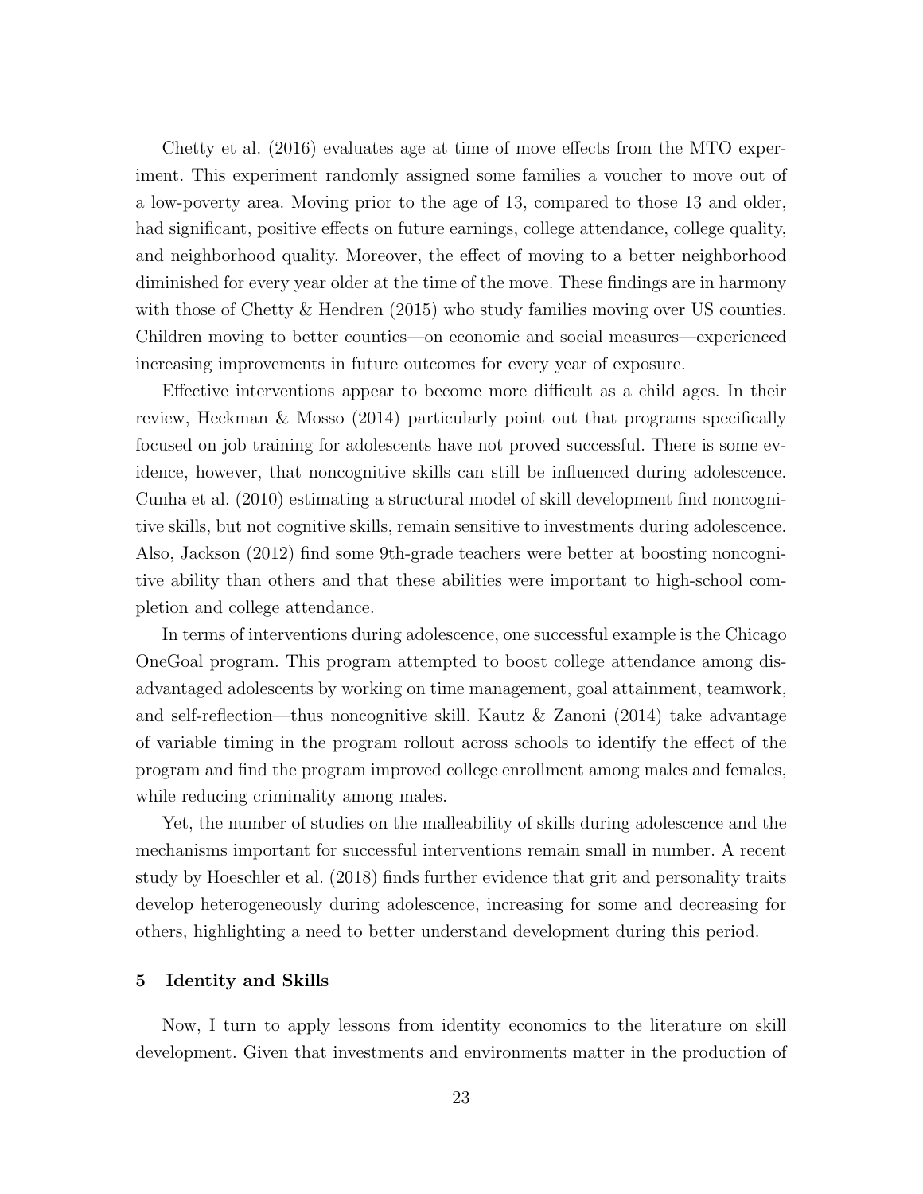Chetty et al. (2016) evaluates age at time of move effects from the MTO experiment. This experiment randomly assigned some families a voucher to move out of a low-poverty area. Moving prior to the age of 13, compared to those 13 and older, had significant, positive effects on future earnings, college attendance, college quality, and neighborhood quality. Moreover, the effect of moving to a better neighborhood diminished for every year older at the time of the move. These findings are in harmony with those of Chetty & Hendren (2015) who study families moving over US counties. Children moving to better counties—on economic and social measures—experienced increasing improvements in future outcomes for every year of exposure.

Effective interventions appear to become more difficult as a child ages. In their review, Heckman & Mosso (2014) particularly point out that programs specifically focused on job training for adolescents have not proved successful. There is some evidence, however, that noncognitive skills can still be influenced during adolescence. Cunha et al. (2010) estimating a structural model of skill development find noncognitive skills, but not cognitive skills, remain sensitive to investments during adolescence. Also, Jackson (2012) find some 9th-grade teachers were better at boosting noncognitive ability than others and that these abilities were important to high-school completion and college attendance.

In terms of interventions during adolescence, one successful example is the Chicago OneGoal program. This program attempted to boost college attendance among disadvantaged adolescents by working on time management, goal attainment, teamwork, and self-reflection—thus noncognitive skill. Kautz & Zanoni (2014) take advantage of variable timing in the program rollout across schools to identify the effect of the program and find the program improved college enrollment among males and females, while reducing criminality among males.

Yet, the number of studies on the malleability of skills during adolescence and the mechanisms important for successful interventions remain small in number. A recent study by Hoeschler et al. (2018) finds further evidence that grit and personality traits develop heterogeneously during adolescence, increasing for some and decreasing for others, highlighting a need to better understand development during this period.

## 5 Identity and Skills

Now, I turn to apply lessons from identity economics to the literature on skill development. Given that investments and environments matter in the production of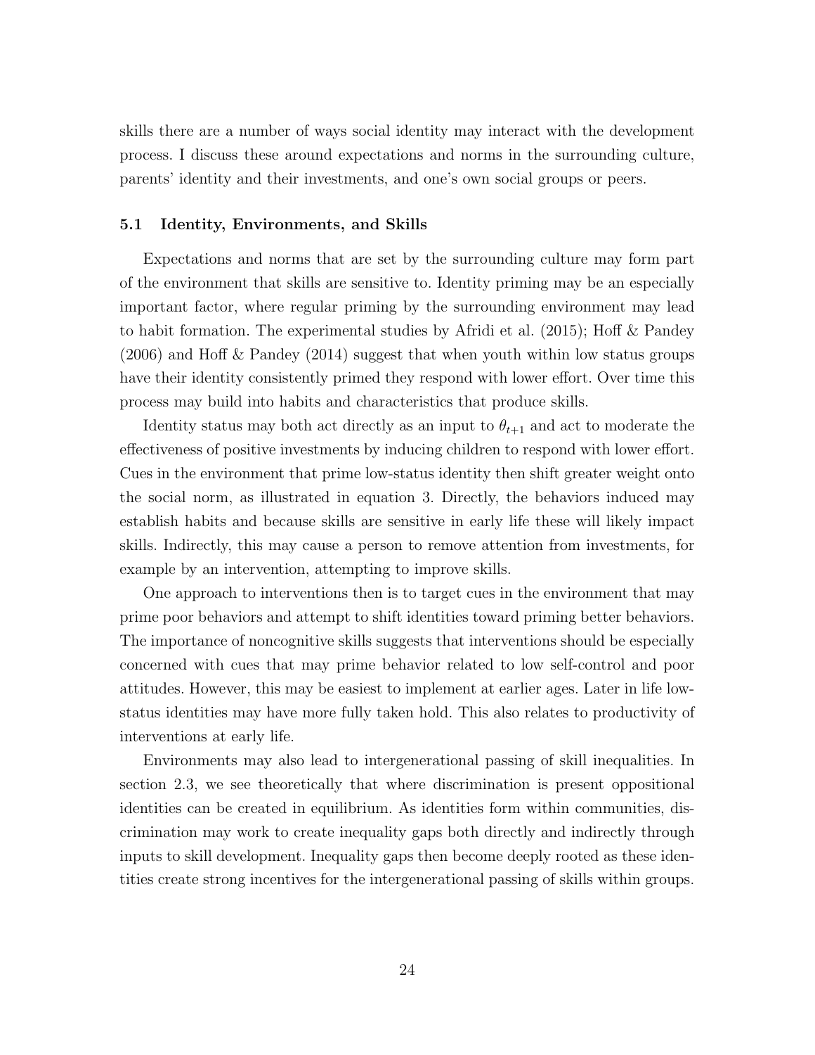skills there are a number of ways social identity may interact with the development process. I discuss these around expectations and norms in the surrounding culture, parents' identity and their investments, and one's own social groups or peers.

### 5.1 Identity, Environments, and Skills

Expectations and norms that are set by the surrounding culture may form part of the environment that skills are sensitive to. Identity priming may be an especially important factor, where regular priming by the surrounding environment may lead to habit formation. The experimental studies by Afridi et al. (2015); Hoff & Pandey (2006) and Hoff & Pandey (2014) suggest that when youth within low status groups have their identity consistently primed they respond with lower effort. Over time this process may build into habits and characteristics that produce skills.

Identity status may both act directly as an input to $\theta_{t+1}$ and act to moderate the effectiveness of positive investments by inducing children to respond with lower effort. Cues in the environment that prime low-status identity then shift greater weight onto the social norm, as illustrated in equation 3. Directly, the behaviors induced may establish habits and because skills are sensitive in early life these will likely impact skills. Indirectly, this may cause a person to remove attention from investments, for example by an intervention, attempting to improve skills.

One approach to interventions then is to target cues in the environment that may prime poor behaviors and attempt to shift identities toward priming better behaviors. The importance of noncognitive skills suggests that interventions should be especially concerned with cues that may prime behavior related to low self-control and poor attitudes. However, this may be easiest to implement at earlier ages. Later in life low-status identities may have more fully taken hold. This also relates to productivity of interventions at early life.

Environments may also lead to intergenerational passing of skill inequalities. In section 2.3, we see theoretically that where discrimination is present oppositional identities can be created in equilibrium. As identities form within communities, discrimination may work to create inequality gaps both directly and indirectly through inputs to skill development. Inequality gaps then become deeply rooted as these identities create strong incentives for the intergenerational passing of skills within groups.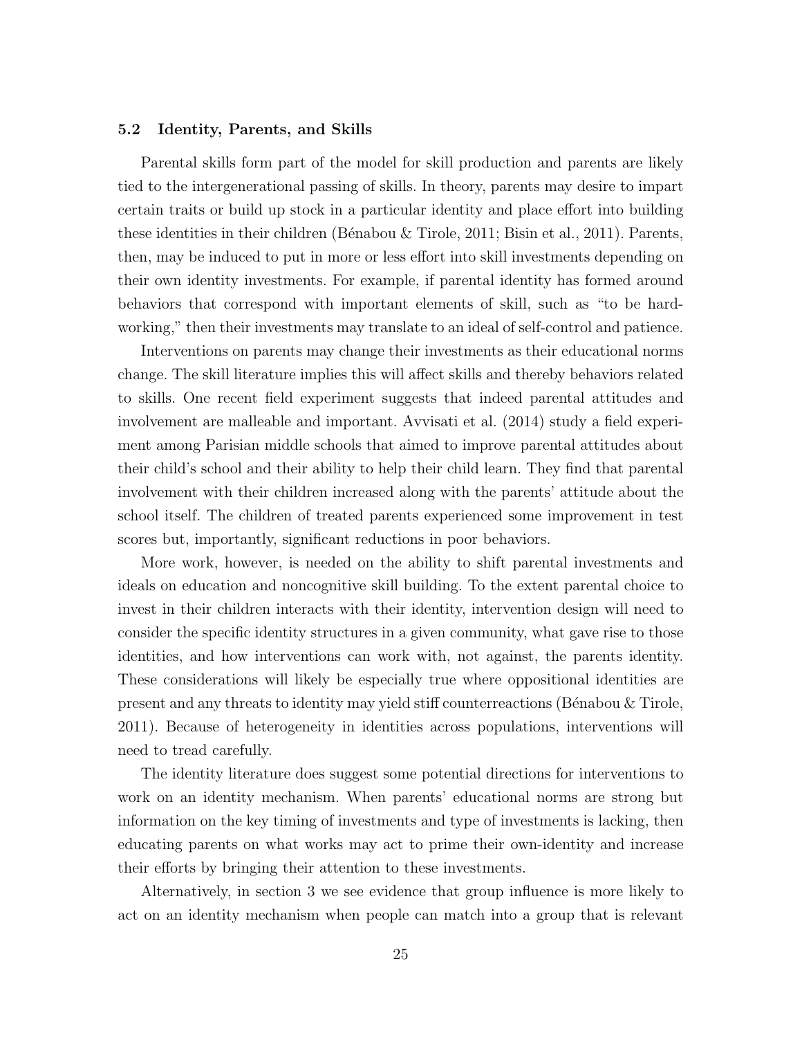### 5.2 Identity, Parents, and Skills

Parental skills form part of the model for skill production and parents are likely tied to the intergenerational passing of skills. In theory, parents may desire to impart certain traits or build up stock in a particular identity and place effort into building these identities in their children (Bénabou & Tirole, 2011; Bisin et al., 2011). Parents, then, may be induced to put in more or less effort into skill investments depending on their own identity investments. For example, if parental identity has formed around behaviors that correspond with important elements of skill, such as "to be hard-working," then their investments may translate to an ideal of self-control and patience.

Interventions on parents may change their investments as their educational norms change. The skill literature implies this will affect skills and thereby behaviors related to skills. One recent field experiment suggests that indeed parental attitudes and involvement are malleable and important. Avvisati et al. (2014) study a field experiment among Parisian middle schools that aimed to improve parental attitudes about their child's school and their ability to help their child learn. They find that parental involvement with their children increased along with the parents' attitude about the school itself. The children of treated parents experienced some improvement in test scores but, importantly, significant reductions in poor behaviors.

More work, however, is needed on the ability to shift parental investments and ideals on education and noncognitive skill building. To the extent parental choice to invest in their children interacts with their identity, intervention design will need to consider the specific identity structures in a given community, what gave rise to those identities, and how interventions can work with, not against, the parents identity. These considerations will likely be especially true where oppositional identities are present and any threats to identity may yield stiff counterreactions (Bénabou & Tirole, 2011). Because of heterogeneity in identities across populations, interventions will need to tread carefully.

The identity literature does suggest some potential directions for interventions to work on an identity mechanism. When parents' educational norms are strong but information on the key timing of investments and type of investments is lacking, then educating parents on what works may act to prime their own-identity and increase their efforts by bringing their attention to these investments.

Alternatively, in section 3 we see evidence that group influence is more likely to act on an identity mechanism when people can match into a group that is relevant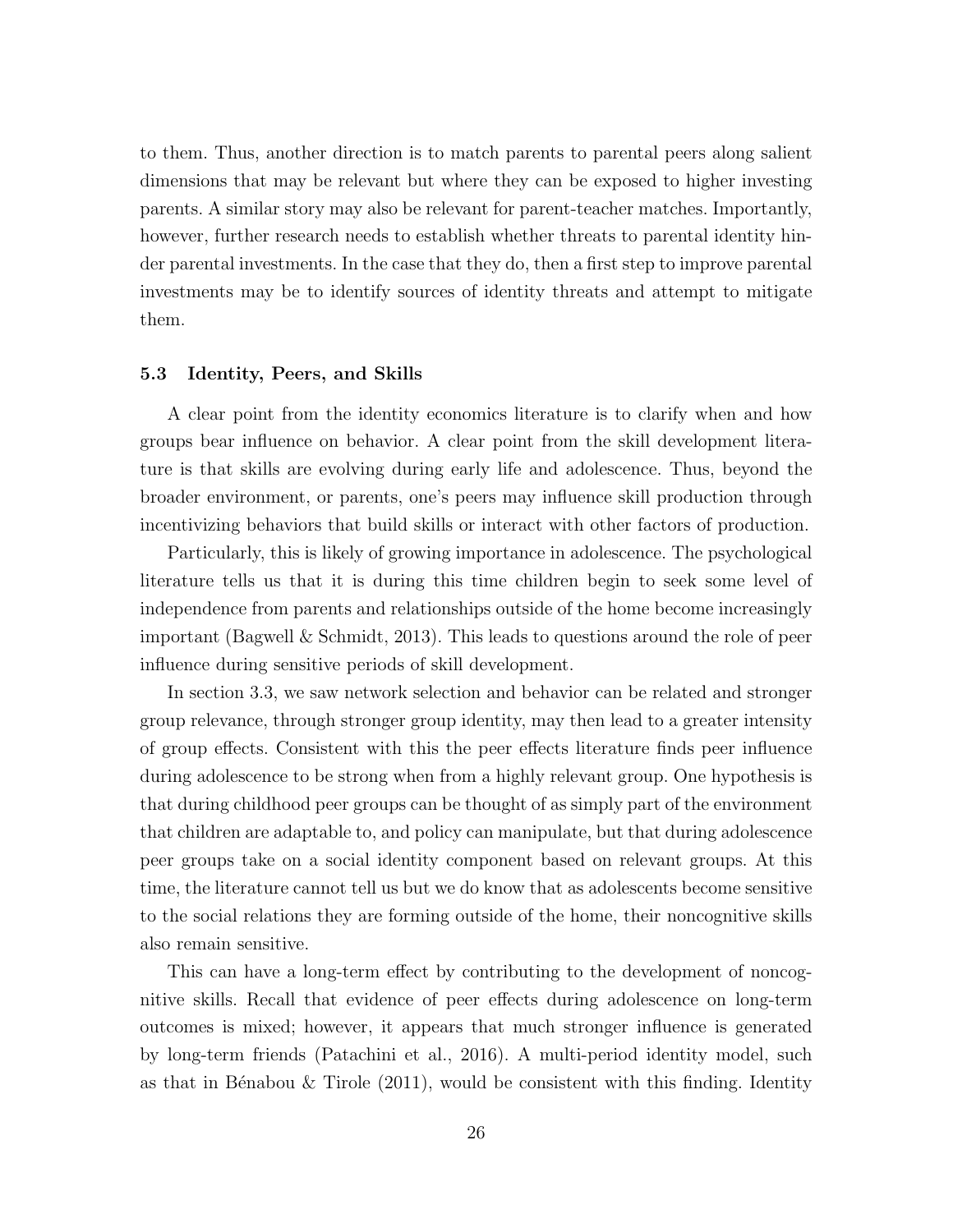to them. Thus, another direction is to match parents to parental peers along salient dimensions that may be relevant but where they can be exposed to higher investing parents. A similar story may also be relevant for parent-teacher matches. Importantly, however, further research needs to establish whether threats to parental identity hinder parental investments. In the case that they do, then a first step to improve parental investments may be to identify sources of identity threats and attempt to mitigate them.

### 5.3 Identity, Peers, and Skills

A clear point from the identity economics literature is to clarify when and how groups bear influence on behavior. A clear point from the skill development literature is that skills are evolving during early life and adolescence. Thus, beyond the broader environment, or parents, one's peers may influence skill production through incentivizing behaviors that build skills or interact with other factors of production.

Particularly, this is likely of growing importance in adolescence. The psychological literature tells us that it is during this time children begin to seek some level of independence from parents and relationships outside of the home become increasingly important (Bagwell & Schmidt, 2013). This leads to questions around the role of peer influence during sensitive periods of skill development.

In section 3.3, we saw network selection and behavior can be related and stronger group relevance, through stronger group identity, may then lead to a greater intensity of group effects. Consistent with this the peer effects literature finds peer influence during adolescence to be strong when from a highly relevant group. One hypothesis is that during childhood peer groups can be thought of as simply part of the environment that children are adaptable to, and policy can manipulate, but that during adolescence peer groups take on a social identity component based on relevant groups. At this time, the literature cannot tell us but we do know that as adolescents become sensitive to the social relations they are forming outside of the home, their noncognitive skills also remain sensitive.

This can have a long-term effect by contributing to the development of noncognitive skills. Recall that evidence of peer effects during adolescence on long-term outcomes is mixed; however, it appears that much stronger influence is generated by long-term friends (Patachini et al., 2016). A multi-period identity model, such as that in Bénabou & Tirole (2011), would be consistent with this finding. Identity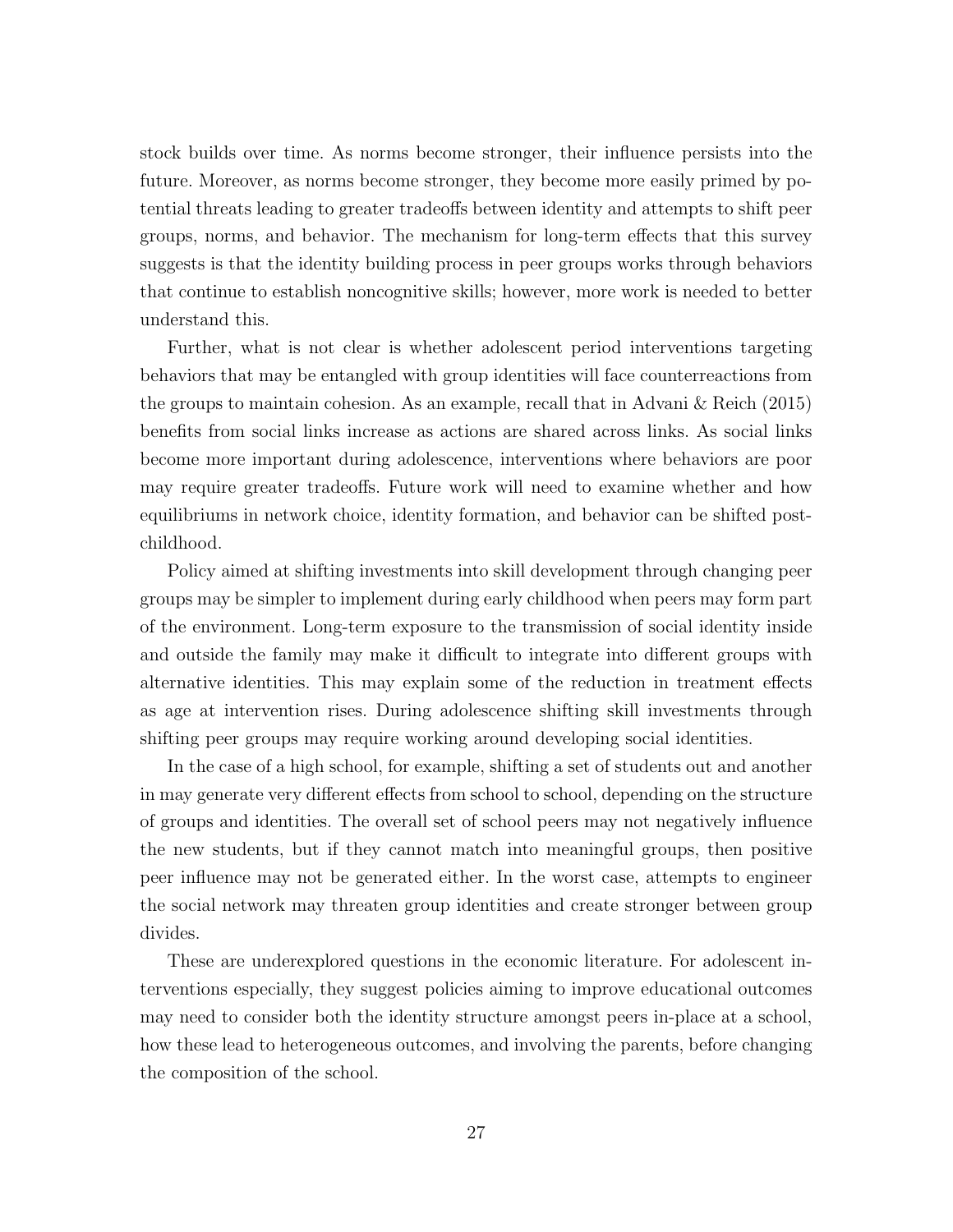stock builds over time. As norms become stronger, their influence persists into the future. Moreover, as norms become stronger, they become more easily primed by potential threats leading to greater tradeoffs between identity and attempts to shift peer groups, norms, and behavior. The mechanism for long-term effects that this survey suggests is that the identity building process in peer groups works through behaviors that continue to establish noncognitive skills; however, more work is needed to better understand this.

Further, what is not clear is whether adolescent period interventions targeting behaviors that may be entangled with group identities will face counterreactions from the groups to maintain cohesion. As an example, recall that in Advani & Reich (2015) benefits from social links increase as actions are shared across links. As social links become more important during adolescence, interventions where behaviors are poor may require greater tradeoffs. Future work will need to examine whether and how equilibriums in network choice, identity formation, and behavior can be shifted post-childhood.

Policy aimed at shifting investments into skill development through changing peer groups may be simpler to implement during early childhood when peers may form part of the environment. Long-term exposure to the transmission of social identity inside and outside the family may make it difficult to integrate into different groups with alternative identities. This may explain some of the reduction in treatment effects as age at intervention rises. During adolescence shifting skill investments through shifting peer groups may require working around developing social identities.

In the case of a high school, for example, shifting a set of students out and another in may generate very different effects from school to school, depending on the structure of groups and identities. The overall set of school peers may not negatively influence the new students, but if they cannot match into meaningful groups, then positive peer influence may not be generated either. In the worst case, attempts to engineer the social network may threaten group identities and create stronger between group divides.

These are underexplored questions in the economic literature. For adolescent interventions especially, they suggest policies aiming to improve educational outcomes may need to consider both the identity structure amongst peers in-place at a school, how these lead to heterogeneous outcomes, and involving the parents, before changing the composition of the school.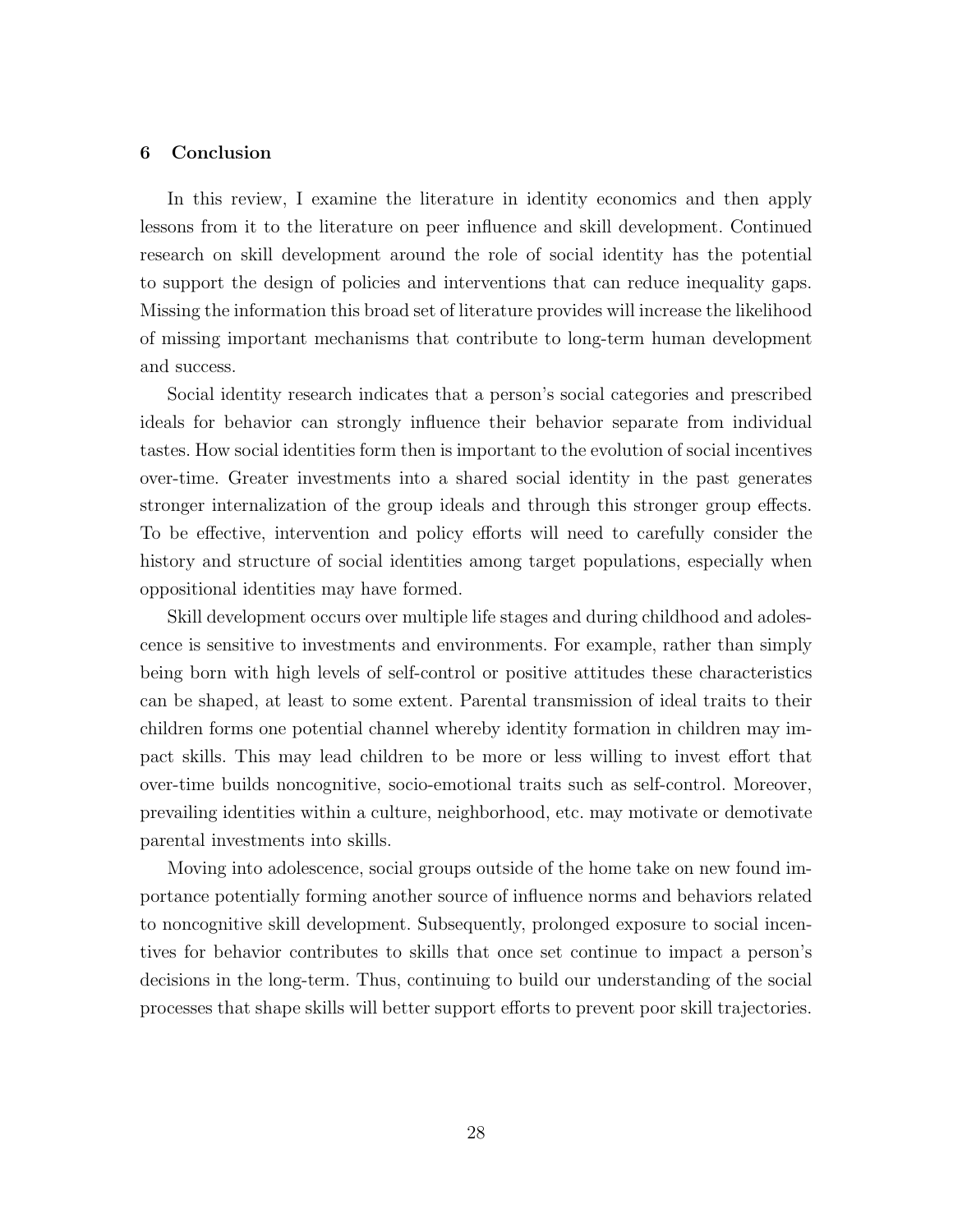## 6 Conclusion

In this review, I examine the literature in identity economics and then apply lessons from it to the literature on peer influence and skill development. Continued research on skill development around the role of social identity has the potential to support the design of policies and interventions that can reduce inequality gaps. Missing the information this broad set of literature provides will increase the likelihood of missing important mechanisms that contribute to long-term human development and success.

Social identity research indicates that a person's social categories and prescribed ideals for behavior can strongly influence their behavior separate from individual tastes. How social identities form then is important to the evolution of social incentives over-time. Greater investments into a shared social identity in the past generates stronger internalization of the group ideals and through this stronger group effects. To be effective, intervention and policy efforts will need to carefully consider the history and structure of social identities among target populations, especially when oppositional identities may have formed.

Skill development occurs over multiple life stages and during childhood and adolescence is sensitive to investments and environments. For example, rather than simply being born with high levels of self-control or positive attitudes these characteristics can be shaped, at least to some extent. Parental transmission of ideal traits to their children forms one potential channel whereby identity formation in children may impact skills. This may lead children to be more or less willing to invest effort that over-time builds noncognitive, socio-emotional traits such as self-control. Moreover, prevailing identities within a culture, neighborhood, etc. may motivate or demotivate parental investments into skills.

Moving into adolescence, social groups outside of the home take on new found importance potentially forming another source of influence norms and behaviors related to noncognitive skill development. Subsequently, prolonged exposure to social incentives for behavior contributes to skills that once set continue to impact a person's decisions in the long-term. Thus, continuing to build our understanding of the social processes that shape skills will better support efforts to prevent poor skill trajectories.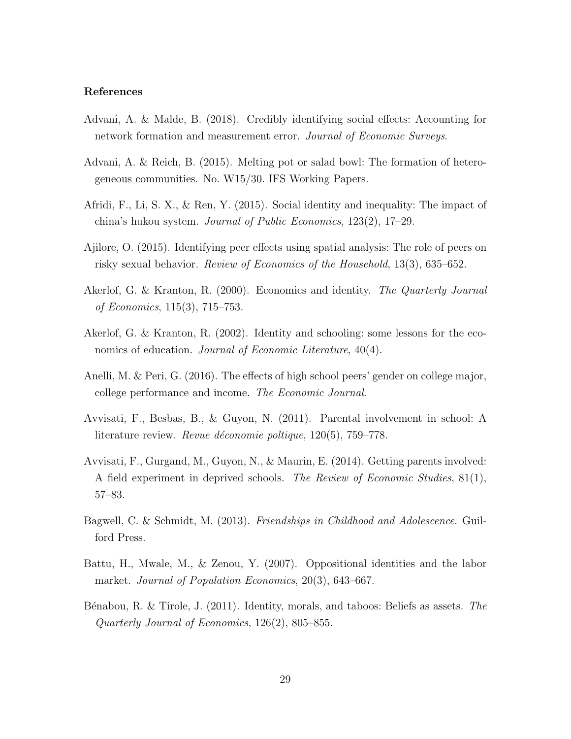#### References

Advani, A. & Malde, B. (2018). Credibly identifying social effects: Accounting for network formation and measurement error. *Journal of Economic Surveys*.

Advani, A. & Reich, B. (2015). Melting pot or salad bowl: The formation of heterogeneous communities. No. W15/30. IFS Working Papers.

Afridi, F., Li, S. X., & Ren, Y. (2015). Social identity and inequality: The impact of china's hukou system. *Journal of Public Economics*, 123(2), 17–29.

Ajilore, O. (2015). Identifying peer effects using spatial analysis: The role of peers on risky sexual behavior. *Review of Economics of the Household*, 13(3), 635–652.

Akerlof, G. & Kranton, R. (2000). Economics and identity. *The Quarterly Journal of Economics*, 115(3), 715–753.

Akerlof, G. & Kranton, R. (2002). Identity and schooling: some lessons for the economics of education. *Journal of Economic Literature*, 40(4).

Anelli, M. & Peri, G. (2016). The effects of high school peers' gender on college major, college performance and income. *The Economic Journal*.

Avvisati, F., Besbas, B., & Guyon, N. (2011). Parental involvement in school: A literature review. *Revue déconomie poltique*, 120(5), 759–778.

Avvisati, F., Gurgand, M., Guyon, N., & Maurin, E. (2014). Getting parents involved: A field experiment in deprived schools. *The Review of Economic Studies*, 81(1), 57–83.

Bagwell, C. & Schmidt, M. (2013). *Friendships in Childhood and Adolescence*. Guilford Press.

Battu, H., Mwale, M., & Zenou, Y. (2007). Oppositional identities and the labor market. *Journal of Population Economics*, 20(3), 643–667.

Bénabou, R. & Tirole, J. (2011). Identity, morals, and taboos: Beliefs as assets. *The Quarterly Journal of Economics*, 126(2), 805–855.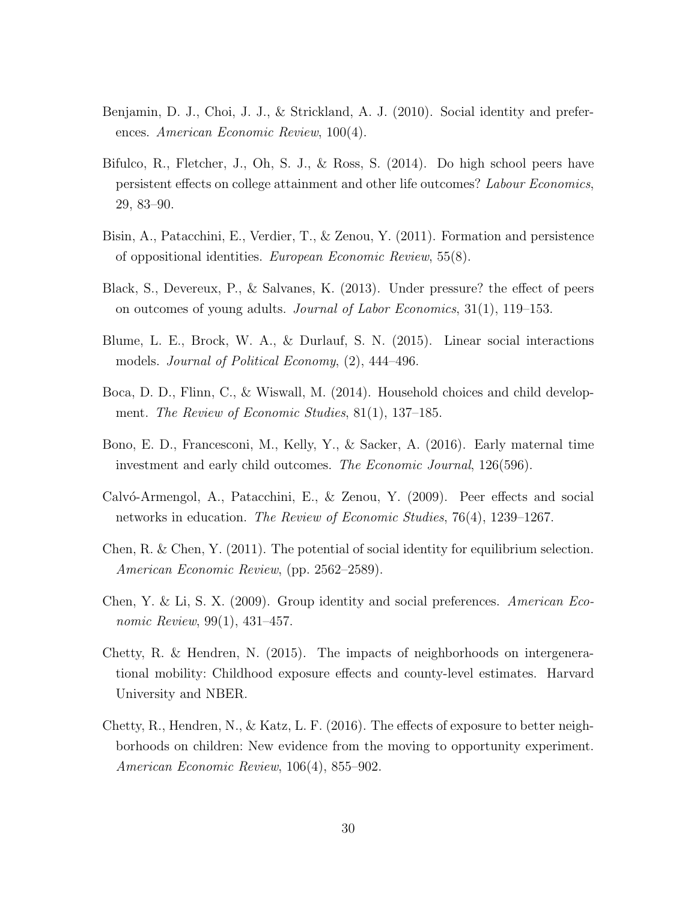Benjamin, D. J., Choi, J. J., & Strickland, A. J. (2010). Social identity and preferences. *American Economic Review*, 100(4).

Bifulco, R., Fletcher, J., Oh, S. J., & Ross, S. (2014). Do high school peers have persistent effects on college attainment and other life outcomes? *Labour Economics*, 29, 83–90.

Bisin, A., Patacchini, E., Verdier, T., & Zenou, Y. (2011). Formation and persistence of oppositional identities. *European Economic Review*, 55(8).

Black, S., Devereux, P., & Salvanes, K. (2013). Under pressure? the effect of peers on outcomes of young adults. *Journal of Labor Economics*, 31(1), 119–153.

Blume, L. E., Brock, W. A., & Durlauf, S. N. (2015). Linear social interactions models. *Journal of Political Economy*, (2), 444–496.

Boca, D. D., Flinn, C., & Wiswall, M. (2014). Household choices and child development. *The Review of Economic Studies*, 81(1), 137–185.

Bono, E. D., Francesconi, M., Kelly, Y., & Sacker, A. (2016). Early maternal time investment and early child outcomes. *The Economic Journal*, 126(596).

Calvó-Armengol, A., Patacchini, E., & Zenou, Y. (2009). Peer effects and social networks in education. *The Review of Economic Studies*, 76(4), 1239–1267.

Chen, R. & Chen, Y. (2011). The potential of social identity for equilibrium selection. *American Economic Review*, (pp. 2562–2589).

Chen, Y. & Li, S. X. (2009). Group identity and social preferences. *American Economic Review*, 99(1), 431–457.

Chetty, R. & Hendren, N. (2015). The impacts of neighborhoods on intergenerational mobility: Childhood exposure effects and county-level estimates. Harvard University and NBER.

Chetty, R., Hendren, N., & Katz, L. F. (2016). The effects of exposure to better neighborhoods on children: New evidence from the moving to opportunity experiment. *American Economic Review*, 106(4), 855–902.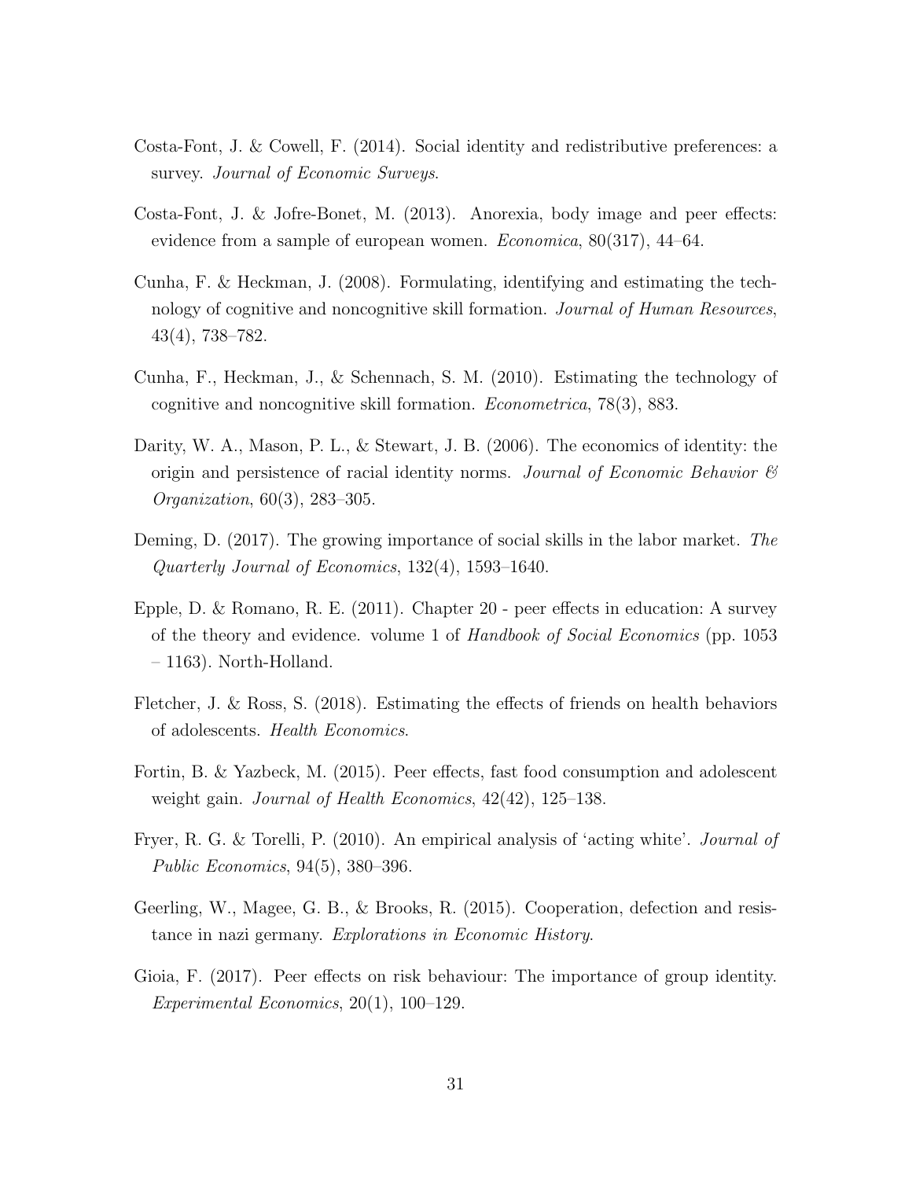Costa-Font, J. & Cowell, F. (2014). Social identity and redistributive preferences: a survey. *Journal of Economic Surveys*.

Costa-Font, J. & Jofre-Bonet, M. (2013). Anorexia, body image and peer effects: evidence from a sample of european women. *Economica*, 80(317), 44–64.

Cunha, F. & Heckman, J. (2008). Formulating, identifying and estimating the technology of cognitive and noncognitive skill formation. *Journal of Human Resources*, 43(4), 738–782.

Cunha, F., Heckman, J., & Schennach, S. M. (2010). Estimating the technology of cognitive and noncognitive skill formation. *Econometrica*, 78(3), 883.

Darity, W. A., Mason, P. L., & Stewart, J. B. (2006). The economics of identity: the origin and persistence of racial identity norms. *Journal of Economic Behavior & Organization*, 60(3), 283–305.

Deming, D. (2017). The growing importance of social skills in the labor market. *The Quarterly Journal of Economics*, 132(4), 1593–1640.

Epple, D. & Romano, R. E. (2011). Chapter 20 - peer effects in education: A survey of the theory and evidence. volume 1 of *Handbook of Social Economics* (pp. 1053 – 1163). North-Holland.

Fletcher, J. & Ross, S. (2018). Estimating the effects of friends on health behaviors of adolescents. *Health Economics*.

Fortin, B. & Yazbeck, M. (2015). Peer effects, fast food consumption and adolescent weight gain. *Journal of Health Economics*, 42(42), 125–138.

Fryer, R. G. & Torelli, P. (2010). An empirical analysis of 'acting white'. *Journal of Public Economics*, 94(5), 380–396.

Geerling, W., Magee, G. B., & Brooks, R. (2015). Cooperation, defection and resistance in nazi germany. *Explorations in Economic History*.

Gioia, F. (2017). Peer effects on risk behaviour: The importance of group identity. *Experimental Economics*, 20(1), 100–129.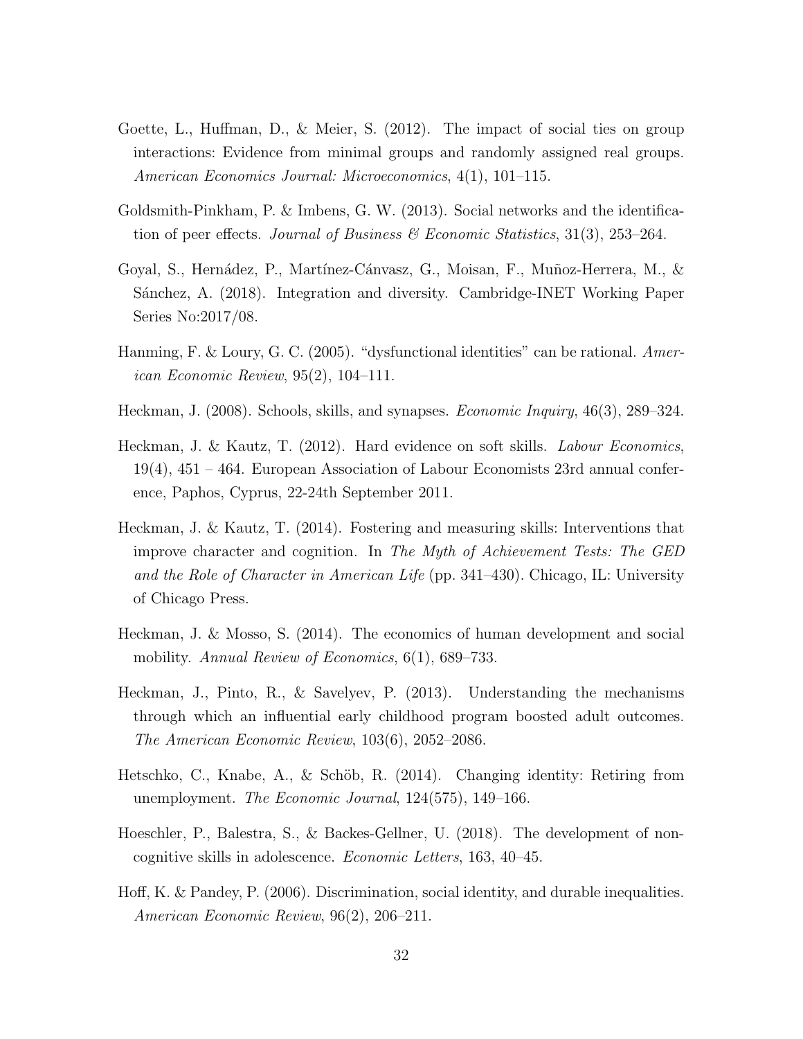Goette, L., Huffman, D., & Meier, S. (2012). The impact of social ties on group interactions: Evidence from minimal groups and randomly assigned real groups. *American Economics Journal: Microeconomics*, 4(1), 101–115.

Goldsmith-Pinkham, P. & Imbens, G. W. (2013). Social networks and the identification of peer effects. *Journal of Business & Economic Statistics*, 31(3), 253–264.

Goyal, S., Hernádez, P., Martínez-Cánvasz, G., Moisan, F., Muñoz-Herrera, M., & Sánchez, A. (2018). Integration and diversity. Cambridge-INET Working Paper Series No:2017/08.

Hanming, F. & Loury, G. C. (2005). "dysfunctional identities" can be rational. *American Economic Review*, 95(2), 104–111.

Heckman, J. (2008). Schools, skills, and synapses. *Economic Inquiry*, 46(3), 289–324.

Heckman, J. & Kautz, T. (2012). Hard evidence on soft skills. *Labour Economics*, 19(4), 451 – 464. European Association of Labour Economists 23rd annual conference, Paphos, Cyprus, 22-24th September 2011.

Heckman, J. & Kautz, T. (2014). Fostering and measuring skills: Interventions that improve character and cognition. In *The Myth of Achievement Tests: The GED and the Role of Character in American Life* (pp. 341–430). Chicago, IL: University of Chicago Press.

Heckman, J. & Mosso, S. (2014). The economics of human development and social mobility. *Annual Review of Economics*, 6(1), 689–733.

Heckman, J., Pinto, R., & Savelyev, P. (2013). Understanding the mechanisms through which an influential early childhood program boosted adult outcomes. *The American Economic Review*, 103(6), 2052–2086.

Hetschko, C., Knabe, A., & Schöb, R. (2014). Changing identity: Retiring from unemployment. *The Economic Journal*, 124(575), 149–166.

Hoeschler, P., Balestra, S., & Backes-Gellner, U. (2018). The development of non-cognitive skills in adolescence. *Economic Letters*, 163, 40–45.

Hoff, K. & Pandey, P. (2006). Discrimination, social identity, and durable inequalities. *American Economic Review*, 96(2), 206–211.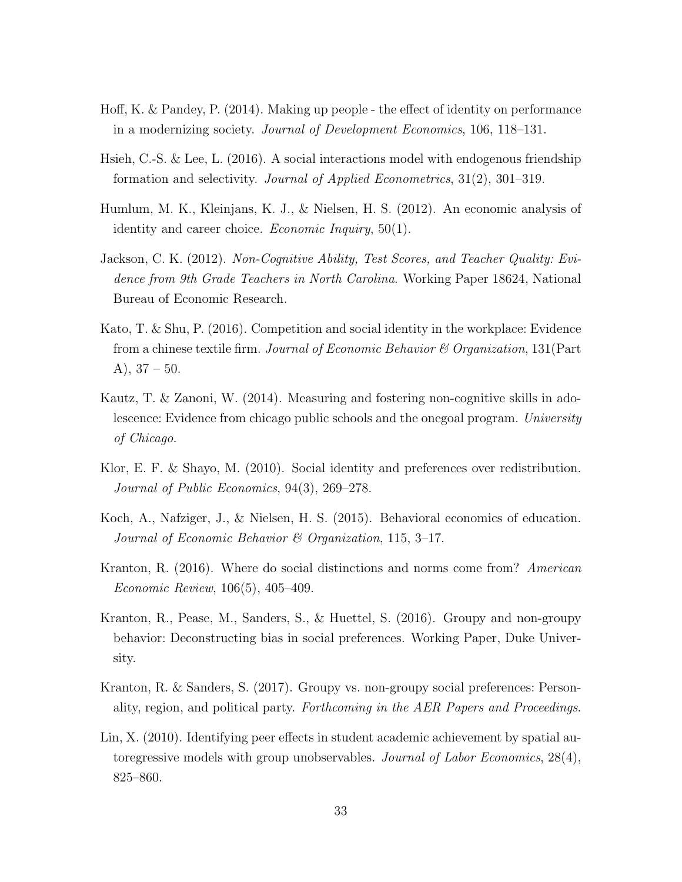Hoff, K. & Pandey, P. (2014). Making up people - the effect of identity on performance in a modernizing society. *Journal of Development Economics*, 106, 118–131.

Hsieh, C.-S. & Lee, L. (2016). A social interactions model with endogenous friendship formation and selectivity. *Journal of Applied Econometrics*, 31(2), 301–319.

Humlum, M. K., Kleinjans, K. J., & Nielsen, H. S. (2012). An economic analysis of identity and career choice. *Economic Inquiry*, 50(1).

Jackson, C. K. (2012). *Non-Cognitive Ability, Test Scores, and Teacher Quality: Evidence from 9th Grade Teachers in North Carolina*. Working Paper 18624, National Bureau of Economic Research.

Kato, T. & Shu, P. (2016). Competition and social identity in the workplace: Evidence from a chinese textile firm. *Journal of Economic Behavior & Organization*, 131(Part A), 37 – 50.

Kautz, T. & Zanoni, W. (2014). Measuring and fostering non-cognitive skills in adolescence: Evidence from chicago public schools and the onegoal program. *University of Chicago*.

Klor, E. F. & Shayo, M. (2010). Social identity and preferences over redistribution. *Journal of Public Economics*, 94(3), 269–278.

Koch, A., Nafziger, J., & Nielsen, H. S. (2015). Behavioral economics of education. *Journal of Economic Behavior & Organization*, 115, 3–17.

Kranton, R. (2016). Where do social distinctions and norms come from? *American Economic Review*, 106(5), 405–409.

Kranton, R., Pease, M., Sanders, S., & Huettel, S. (2016). Groupy and non-groupy behavior: Deconstructing bias in social preferences. Working Paper, Duke University.

Kranton, R. & Sanders, S. (2017). Groupy vs. non-groupy social preferences: Personality, region, and political party. *Forthcoming in the AER Papers and Proceedings*.

Lin, X. (2010). Identifying peer effects in student academic achievement by spatial autoregressive models with group unobservables. *Journal of Labor Economics*, 28(4), 825–860.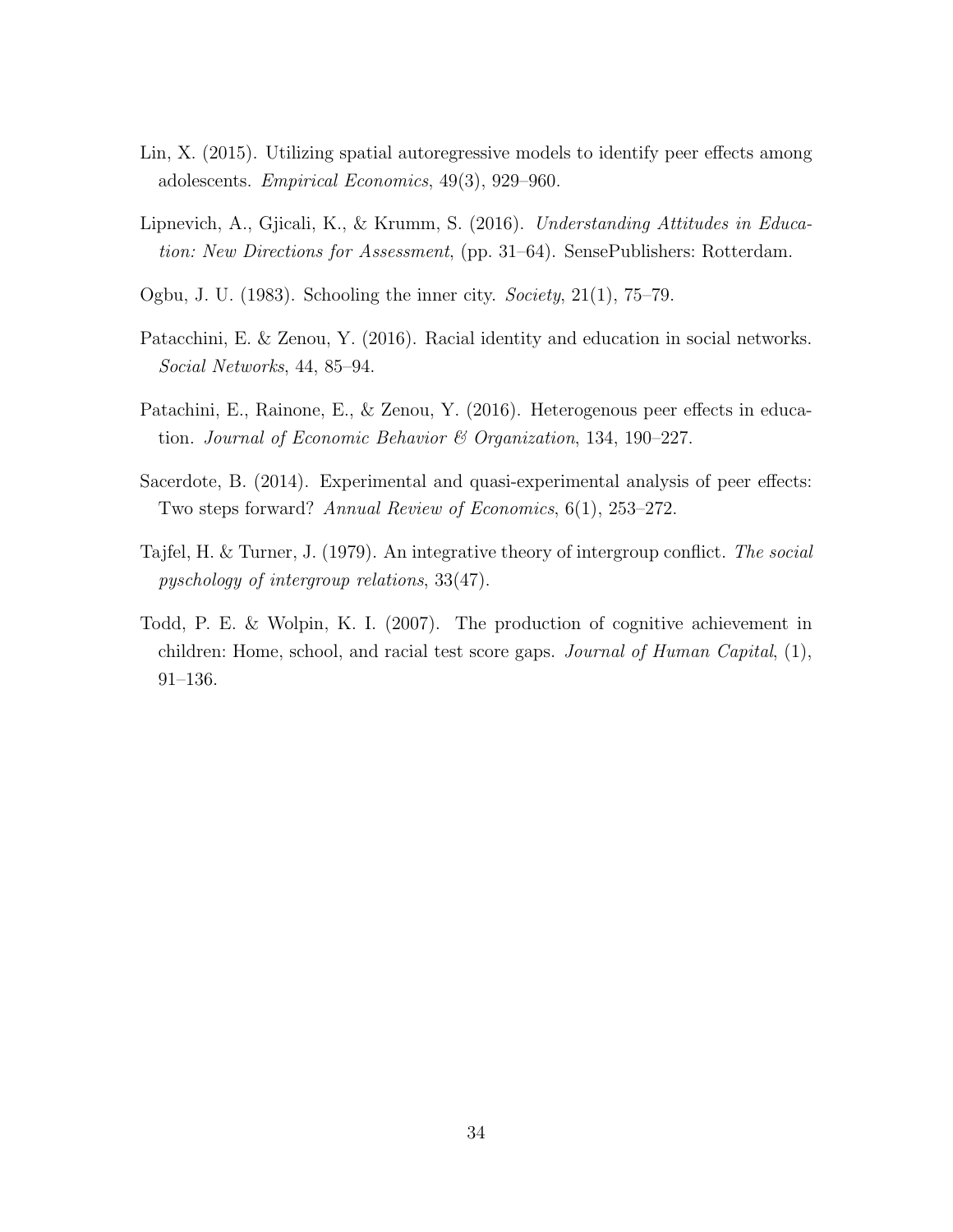Lin, X. (2015). Utilizing spatial autoregressive models to identify peer effects among adolescents. *Empirical Economics*, 49(3), 929–960.

Lipnevich, A., Gjicali, K., & Krumm, S. (2016). *Understanding Attitudes in Education: New Directions for Assessment*, (pp. 31–64). SensePublishers: Rotterdam.

Ogbu, J. U. (1983). Schooling the inner city. *Society*, 21(1), 75–79.

Patacchini, E. & Zenou, Y. (2016). Racial identity and education in social networks. *Social Networks*, 44, 85–94.

Patachini, E., Rainone, E., & Zenou, Y. (2016). Heterogenous peer effects in education. *Journal of Economic Behavior & Organization*, 134, 190–227.

Sacerdote, B. (2014). Experimental and quasi-experimental analysis of peer effects: Two steps forward? *Annual Review of Economics*, 6(1), 253–272.

Tajfel, H. & Turner, J. (1979). An integrative theory of intergroup conflict. *The social pyschology of intergroup relations*, 33(47).

Todd, P. E. & Wolpin, K. I. (2007). The production of cognitive achievement in children: Home, school, and racial test score gaps. *Journal of Human Capital*, (1), 91–136.